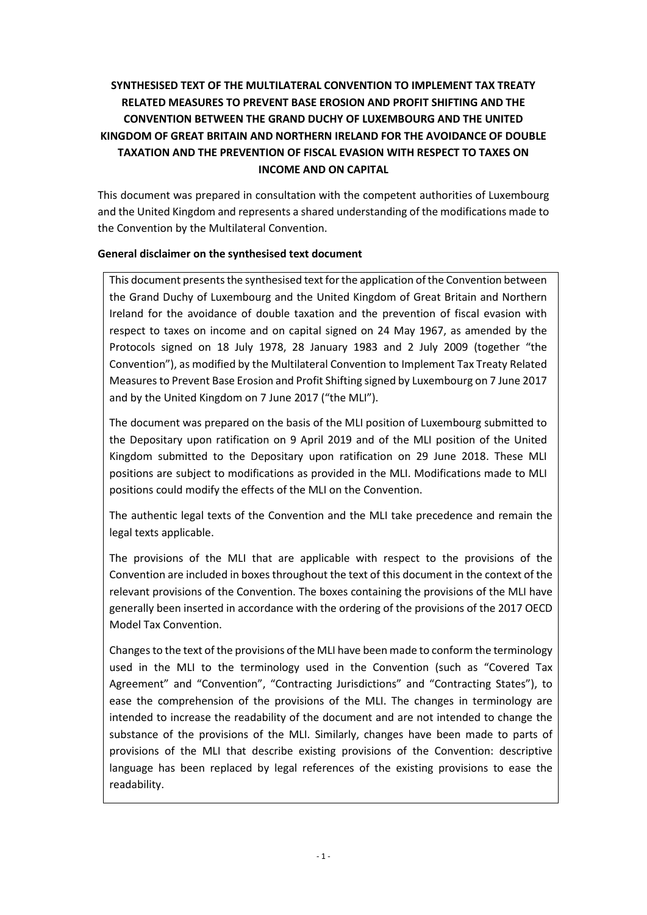# SYNTHESISED TEXT OF THE MULTILATERAL CONVENTION TO IMPLEMENT TAX TREATY RELATED MEASURES TO PREVENT BASE EROSION AND PROFIT SHIFTING AND THE CONVENTION BETWEEN THE GRAND DUCHY OF LUXEMBOURG AND THE UNITED KINGDOM OF GREAT BRITAIN AND NORTHERN IRELAND FOR THE AVOIDANCE OF DOUBLE TAXATION AND THE PREVENTION OF FISCAL EVASION WITH RESPECT TO TAXES ON INCOME AND ON CAPITAL

This document was prepared in consultation with the competent authorities of Luxembourg and the United Kingdom and represents a shared understanding of the modifications made to the Convention by the Multilateral Convention.

**General disclaimer on the synthesised text document**

This document presents the synthesised text for the application of the Convention between the Grand Duchy of Luxembourg and the United Kingdom of Great Britain and Northern Ireland for the avoidance of double taxation and the prevention of fiscal evasion with respect to taxes on income and on capital signed on 24 May 1967, as amended by the Protocols signed on 18 July 1978, 28 January 1983 and 2 July 2009 (together "the Convention"), as modified by the Multilateral Convention to Implement Tax Treaty Related Measures to Prevent Base Erosion and Profit Shifting signed by Luxembourg on 7 June 2017 and by the United Kingdom on 7 June 2017 ("the MLI").

The document was prepared on the basis of the MLI position of Luxembourg submitted to the Depositary upon ratification on 9 April 2019 and of the MLI position of the United Kingdom submitted to the Depositary upon ratification on 29 June 2018. These MLI positions are subject to modifications as provided in the MLI. Modifications made to MLI positions could modify the effects of the MLI on the Convention.

The authentic legal texts of the Convention and the MLI take precedence and remain the legal texts applicable.

The provisions of the MLI that are applicable with respect to the provisions of the Convention are included in boxes throughout the text of this document in the context of the relevant provisions of the Convention. The boxes containing the provisions of the MLI have generally been inserted in accordance with the ordering of the provisions of the 2017 OECD Model Tax Convention.

Changes to the text of the provisions of the MLI have been made to conform the terminology used in the MLI to the terminology used in the Convention (such as "Covered Tax Agreement" and "Convention", "Contracting Jurisdictions" and "Contracting States"), to ease the comprehension of the provisions of the MLI. The changes in terminology are intended to increase the readability of the document and are not intended to change the substance of the provisions of the MLI. Similarly, changes have been made to parts of provisions of the MLI that describe existing provisions of the Convention: descriptive language has been replaced by legal references of the existing provisions to ease the readability.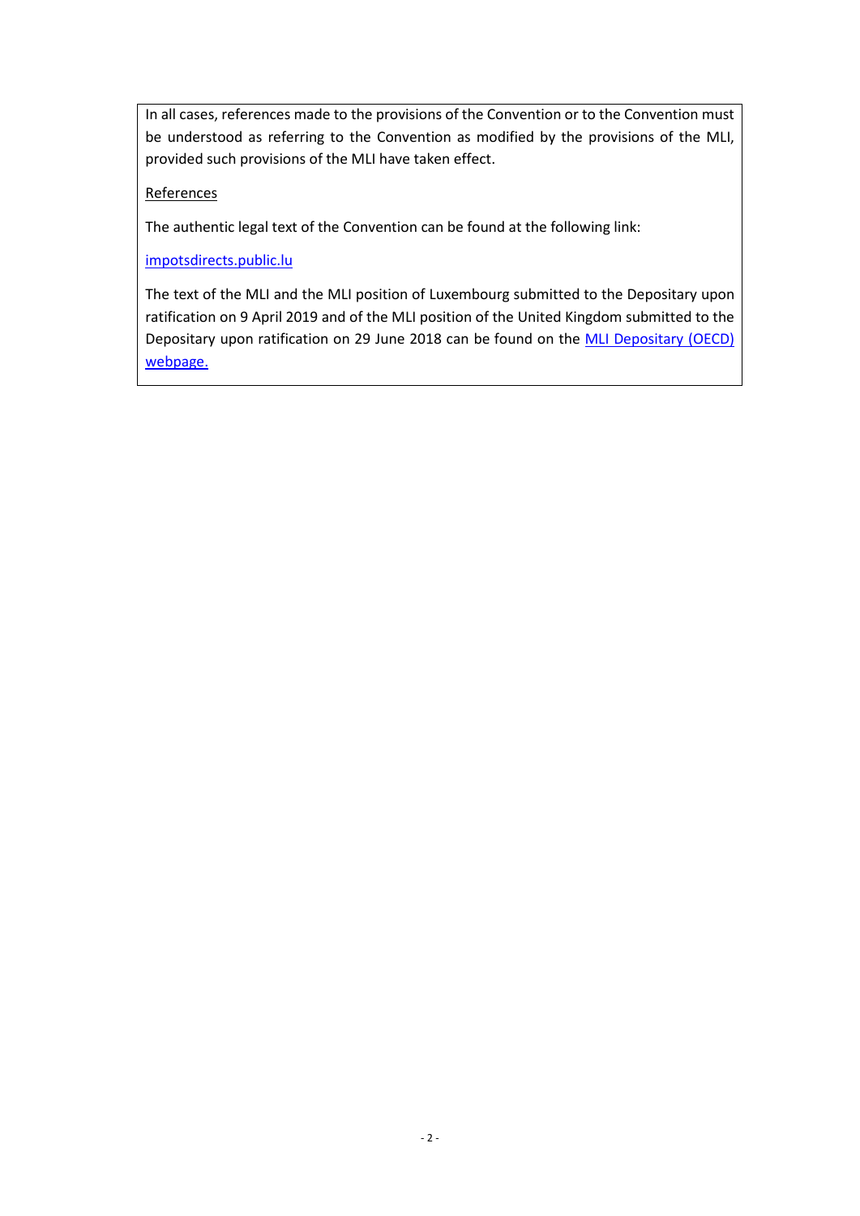In all cases, references made to the provisions of the Convention or to the Convention must be understood as referring to the Convention as modified by the provisions of the MLI, provided such provisions of the MLI have taken effect.

References

The authentic legal text of the Convention can be found at the following link:

impotsdirects.public.lu

The text of the MLI and the MLI position of Luxembourg submitted to the Depositary upon ratification on 9 April 2019 and of the MLI position of the United Kingdom submitted to the Depositary upon ratification on 29 June 2018 can be found on the MLI Depositary (OECD) webpage.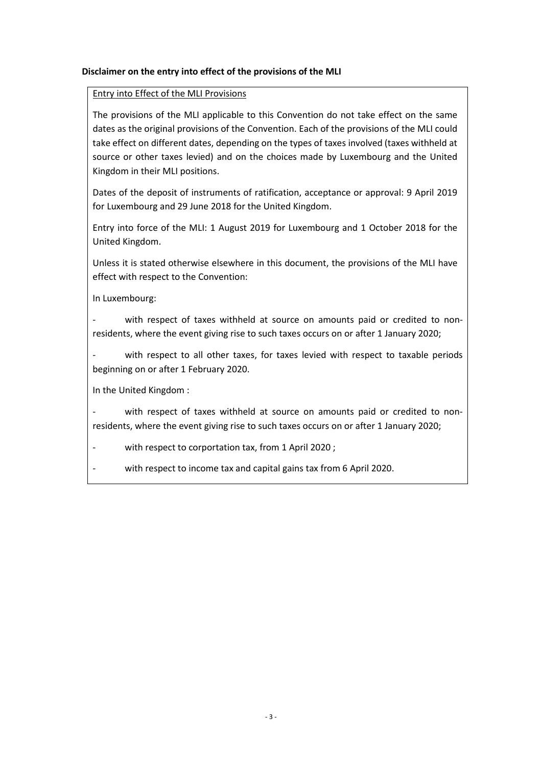**Disclaimer on the entry into effect of the provisions of the MLI**

Entry into Effect of the MLI Provisions

The provisions of the MLI applicable to this Convention do not take effect on the same dates as the original provisions of the Convention. Each of the provisions of the MLI could take effect on different dates, depending on the types of taxes involved (taxes withheld at source or other taxes levied) and on the choices made by Luxembourg and the United Kingdom in their MLI positions.

Dates of the deposit of instruments of ratification, acceptance or approval: 9 April 2019 for Luxembourg and 29 June 2018 for the United Kingdom.

Entry into force of the MLI: 1 August 2019 for Luxembourg and 1 October 2018 for the United Kingdom.

Unless it is stated otherwise elsewhere in this document, the provisions of the MLI have effect with respect to the Convention:

In Luxembourg:

- with respect of taxes withheld at source on amounts paid or credited to non-residents, where the event giving rise to such taxes occurs on or after 1 January 2020;
- with respect to all other taxes, for taxes levied with respect to taxable periods beginning on or after 1 February 2020.

In the United Kingdom :

- with respect of taxes withheld at source on amounts paid or credited to non-residents, where the event giving rise to such taxes occurs on or after 1 January 2020;
- with respect to corportation tax, from 1 April 2020 ;
- with respect to income tax and capital gains tax from 6 April 2020.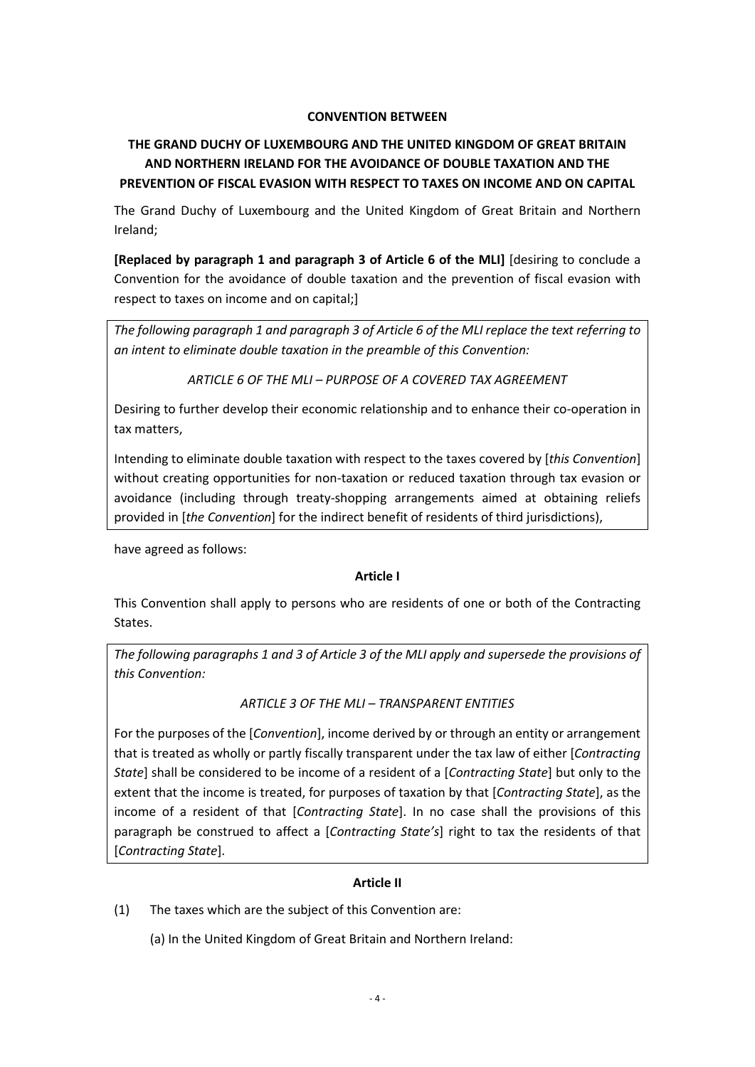**CONVENTION BETWEEN**

**THE GRAND DUCHY OF LUXEMBOURG AND THE UNITED KINGDOM OF GREAT BRITAIN AND NORTHERN IRELAND FOR THE AVOIDANCE OF DOUBLE TAXATION AND THE PREVENTION OF FISCAL EVASION WITH RESPECT TO TAXES ON INCOME AND ON CAPITAL**

The Grand Duchy of Luxembourg and the United Kingdom of Great Britain and Northern Ireland;

**[Replaced by paragraph 1 and paragraph 3 of Article 6 of the MLI]** [desiring to conclude a Convention for the avoidance of double taxation and the prevention of fiscal evasion with respect to taxes on income and on capital;]

*The following paragraph 1 and paragraph 3 of Article 6 of the MLI replace the text referring to an intent to eliminate double taxation in the preamble of this Convention:*

*ARTICLE 6 OF THE MLI – PURPOSE OF A COVERED TAX AGREEMENT*

Desiring to further develop their economic relationship and to enhance their co-operation in tax matters,

Intending to eliminate double taxation with respect to the taxes covered by [*this Convention*] without creating opportunities for non-taxation or reduced taxation through tax evasion or avoidance (including through treaty-shopping arrangements aimed at obtaining reliefs provided in [*the Convention*] for the indirect benefit of residents of third jurisdictions),

have agreed as follows:

**Article I**

This Convention shall apply to persons who are residents of one or both of the Contracting States.

*The following paragraphs 1 and 3 of Article 3 of the MLI apply and supersede the provisions of this Convention:*

*ARTICLE 3 OF THE MLI – TRANSPARENT ENTITIES*

For the purposes of the [*Convention*], income derived by or through an entity or arrangement that is treated as wholly or partly fiscally transparent under the tax law of either [*Contracting State*] shall be considered to be income of a resident of a [*Contracting State*] but only to the extent that the income is treated, for purposes of taxation by that [*Contracting State*], as the income of a resident of that [*Contracting State*]. In no case shall the provisions of this paragraph be construed to affect a [*Contracting State's*] right to tax the residents of that [*Contracting State*].

**Article II**

(1) The taxes which are the subject of this Convention are:

(a) In the United Kingdom of Great Britain and Northern Ireland: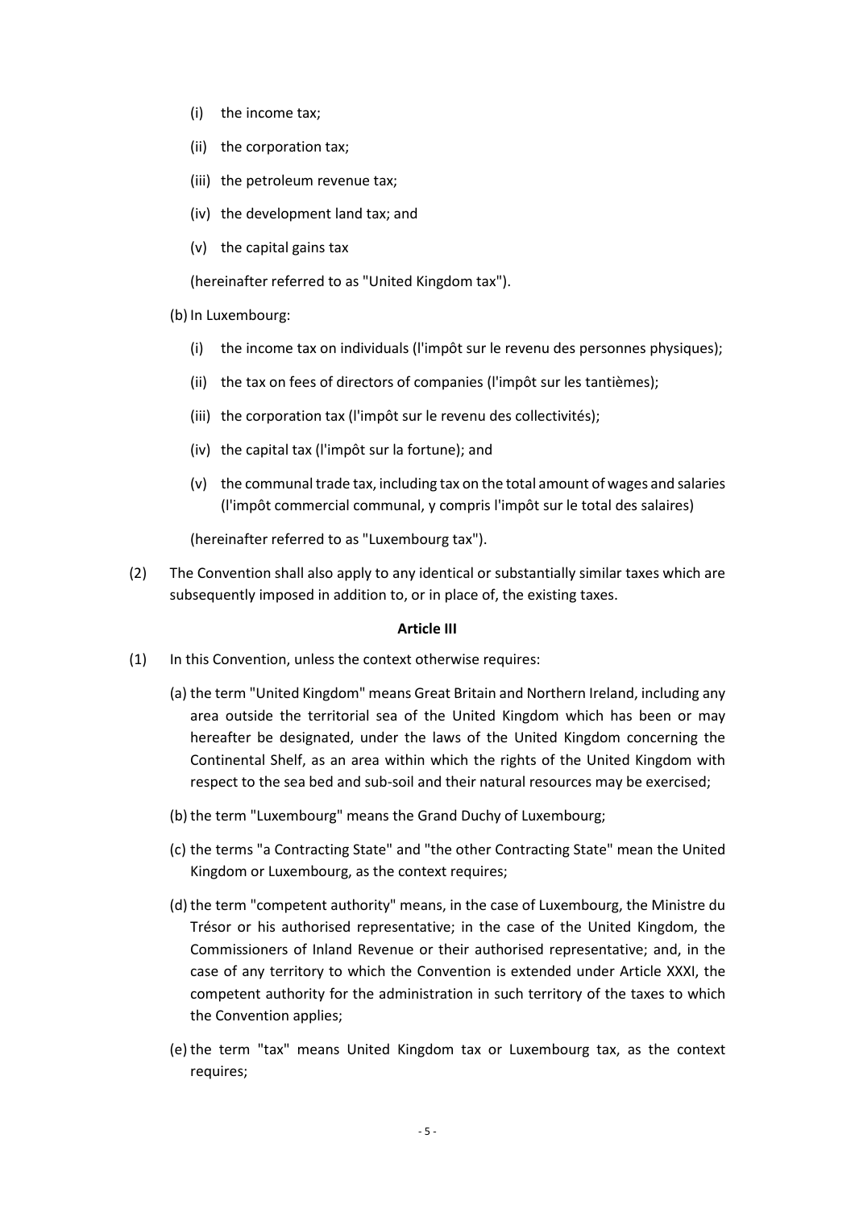(i) the income tax;

(ii) the corporation tax;

(iii) the petroleum revenue tax;

(iv) the development land tax; and

(v) the capital gains tax

(hereinafter referred to as "United Kingdom tax").

(b) In Luxembourg:

(i) the income tax on individuals (l'impôt sur le revenu des personnes physiques);

(ii) the tax on fees of directors of companies (l'impôt sur les tantièmes);

(iii) the corporation tax (l'impôt sur le revenu des collectivités);

(iv) the capital tax (l'impôt sur la fortune); and

(v) the communal trade tax, including tax on the total amount of wages and salaries (l'impôt commercial communal, y compris l'impôt sur le total des salaires)

(hereinafter referred to as "Luxembourg tax").

(2) The Convention shall also apply to any identical or substantially similar taxes which are subsequently imposed in addition to, or in place of, the existing taxes.

**Article III**

(1) In this Convention, unless the context otherwise requires:

(a) the term "United Kingdom" means Great Britain and Northern Ireland, including any area outside the territorial sea of the United Kingdom which has been or may hereafter be designated, under the laws of the United Kingdom concerning the Continental Shelf, as an area within which the rights of the United Kingdom with respect to the sea bed and sub-soil and their natural resources may be exercised;

(b) the term "Luxembourg" means the Grand Duchy of Luxembourg;

(c) the terms "a Contracting State" and "the other Contracting State" mean the United Kingdom or Luxembourg, as the context requires;

(d) the term "competent authority" means, in the case of Luxembourg, the Ministre du Trésor or his authorised representative; in the case of the United Kingdom, the Commissioners of Inland Revenue or their authorised representative; and, in the case of any territory to which the Convention is extended under Article XXXI, the competent authority for the administration in such territory of the taxes to which the Convention applies;

(e) the term "tax" means United Kingdom tax or Luxembourg tax, as the context requires;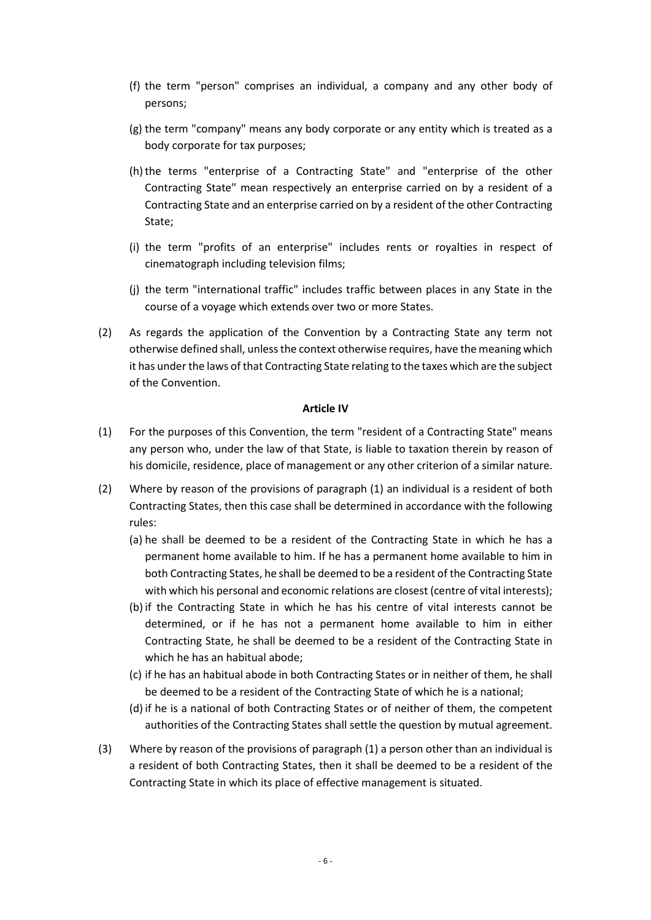(f) the term "person" comprises an individual, a company and any other body of persons;

(g) the term "company" means any body corporate or any entity which is treated as a body corporate for tax purposes;

(h) the terms "enterprise of a Contracting State" and "enterprise of the other Contracting State" mean respectively an enterprise carried on by a resident of a Contracting State and an enterprise carried on by a resident of the other Contracting State;

(i) the term "profits of an enterprise" includes rents or royalties in respect of cinematograph including television films;

(j) the term "international traffic" includes traffic between places in any State in the course of a voyage which extends over two or more States.

(2) As regards the application of the Convention by a Contracting State any term not otherwise defined shall, unless the context otherwise requires, have the meaning which it has under the laws of that Contracting State relating to the taxes which are the subject of the Convention.

**Article IV**

(1) For the purposes of this Convention, the term "resident of a Contracting State" means any person who, under the law of that State, is liable to taxation therein by reason of his domicile, residence, place of management or any other criterion of a similar nature.

(2) Where by reason of the provisions of paragraph (1) an individual is a resident of both Contracting States, then this case shall be determined in accordance with the following rules:

(a) he shall be deemed to be a resident of the Contracting State in which he has a permanent home available to him. If he has a permanent home available to him in both Contracting States, he shall be deemed to be a resident of the Contracting State with which his personal and economic relations are closest (centre of vital interests);

(b) if the Contracting State in which he has his centre of vital interests cannot be determined, or if he has not a permanent home available to him in either Contracting State, he shall be deemed to be a resident of the Contracting State in which he has an habitual abode;

(c) if he has an habitual abode in both Contracting States or in neither of them, he shall be deemed to be a resident of the Contracting State of which he is a national;

(d) if he is a national of both Contracting States or of neither of them, the competent authorities of the Contracting States shall settle the question by mutual agreement.

(3) Where by reason of the provisions of paragraph (1) a person other than an individual is a resident of both Contracting States, then it shall be deemed to be a resident of the Contracting State in which its place of effective management is situated.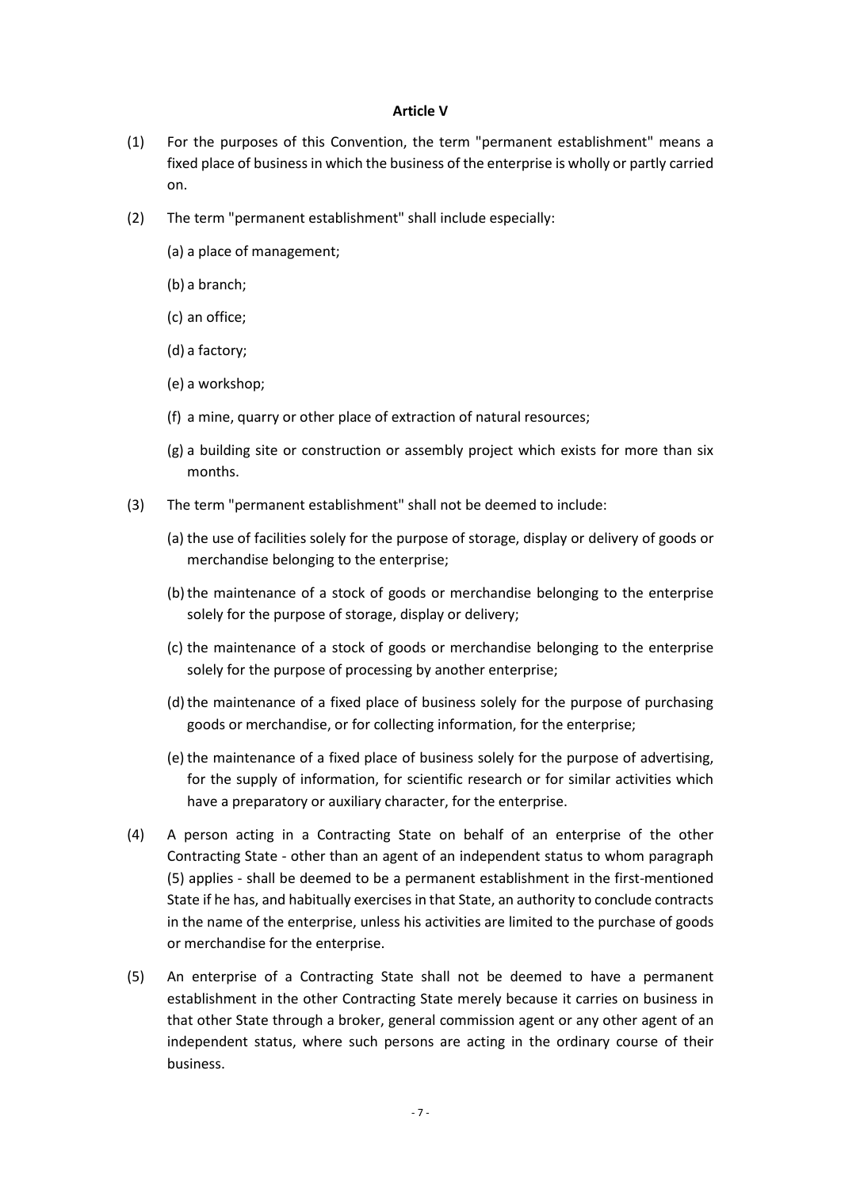**Article V**

(1) For the purposes of this Convention, the term "permanent establishment" means a fixed place of business in which the business of the enterprise is wholly or partly carried on.

(2) The term "permanent establishment" shall include especially:

(a) a place of management;

(b) a branch;

(c) an office;

(d) a factory;

(e) a workshop;

(f) a mine, quarry or other place of extraction of natural resources;

(g) a building site or construction or assembly project which exists for more than six months.

(3) The term "permanent establishment" shall not be deemed to include:

(a) the use of facilities solely for the purpose of storage, display or delivery of goods or merchandise belonging to the enterprise;

(b) the maintenance of a stock of goods or merchandise belonging to the enterprise solely for the purpose of storage, display or delivery;

(c) the maintenance of a stock of goods or merchandise belonging to the enterprise solely for the purpose of processing by another enterprise;

(d) the maintenance of a fixed place of business solely for the purpose of purchasing goods or merchandise, or for collecting information, for the enterprise;

(e) the maintenance of a fixed place of business solely for the purpose of advertising, for the supply of information, for scientific research or for similar activities which have a preparatory or auxiliary character, for the enterprise.

(4) A person acting in a Contracting State on behalf of an enterprise of the other Contracting State - other than an agent of an independent status to whom paragraph (5) applies - shall be deemed to be a permanent establishment in the first-mentioned State if he has, and habitually exercises in that State, an authority to conclude contracts in the name of the enterprise, unless his activities are limited to the purchase of goods or merchandise for the enterprise.

(5) An enterprise of a Contracting State shall not be deemed to have a permanent establishment in the other Contracting State merely because it carries on business in that other State through a broker, general commission agent or any other agent of an independent status, where such persons are acting in the ordinary course of their business.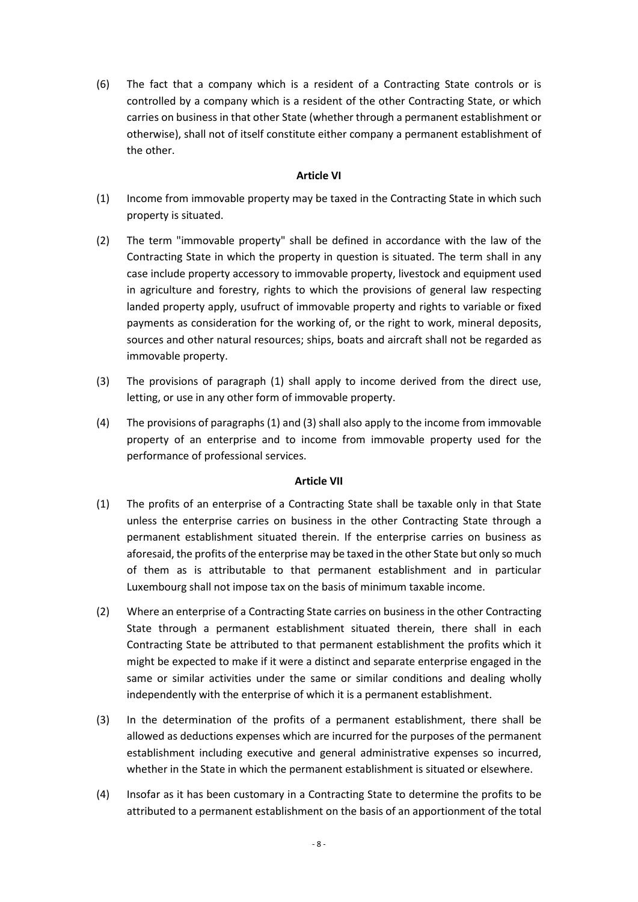(6) The fact that a company which is a resident of a Contracting State controls or is controlled by a company which is a resident of the other Contracting State, or which carries on business in that other State (whether through a permanent establishment or otherwise), shall not of itself constitute either company a permanent establishment of the other.

**Article VI**

(1) Income from immovable property may be taxed in the Contracting State in which such property is situated.

(2) The term "immovable property" shall be defined in accordance with the law of the Contracting State in which the property in question is situated. The term shall in any case include property accessory to immovable property, livestock and equipment used in agriculture and forestry, rights to which the provisions of general law respecting landed property apply, usufruct of immovable property and rights to variable or fixed payments as consideration for the working of, or the right to work, mineral deposits, sources and other natural resources; ships, boats and aircraft shall not be regarded as immovable property.

(3) The provisions of paragraph (1) shall apply to income derived from the direct use, letting, or use in any other form of immovable property.

(4) The provisions of paragraphs (1) and (3) shall also apply to the income from immovable property of an enterprise and to income from immovable property used for the performance of professional services.

**Article VII**

(1) The profits of an enterprise of a Contracting State shall be taxable only in that State unless the enterprise carries on business in the other Contracting State through a permanent establishment situated therein. If the enterprise carries on business as aforesaid, the profits of the enterprise may be taxed in the other State but only so much of them as is attributable to that permanent establishment and in particular Luxembourg shall not impose tax on the basis of minimum taxable income.

(2) Where an enterprise of a Contracting State carries on business in the other Contracting State through a permanent establishment situated therein, there shall in each Contracting State be attributed to that permanent establishment the profits which it might be expected to make if it were a distinct and separate enterprise engaged in the same or similar activities under the same or similar conditions and dealing wholly independently with the enterprise of which it is a permanent establishment.

(3) In the determination of the profits of a permanent establishment, there shall be allowed as deductions expenses which are incurred for the purposes of the permanent establishment including executive and general administrative expenses so incurred, whether in the State in which the permanent establishment is situated or elsewhere.

(4) Insofar as it has been customary in a Contracting State to determine the profits to be attributed to a permanent establishment on the basis of an apportionment of the total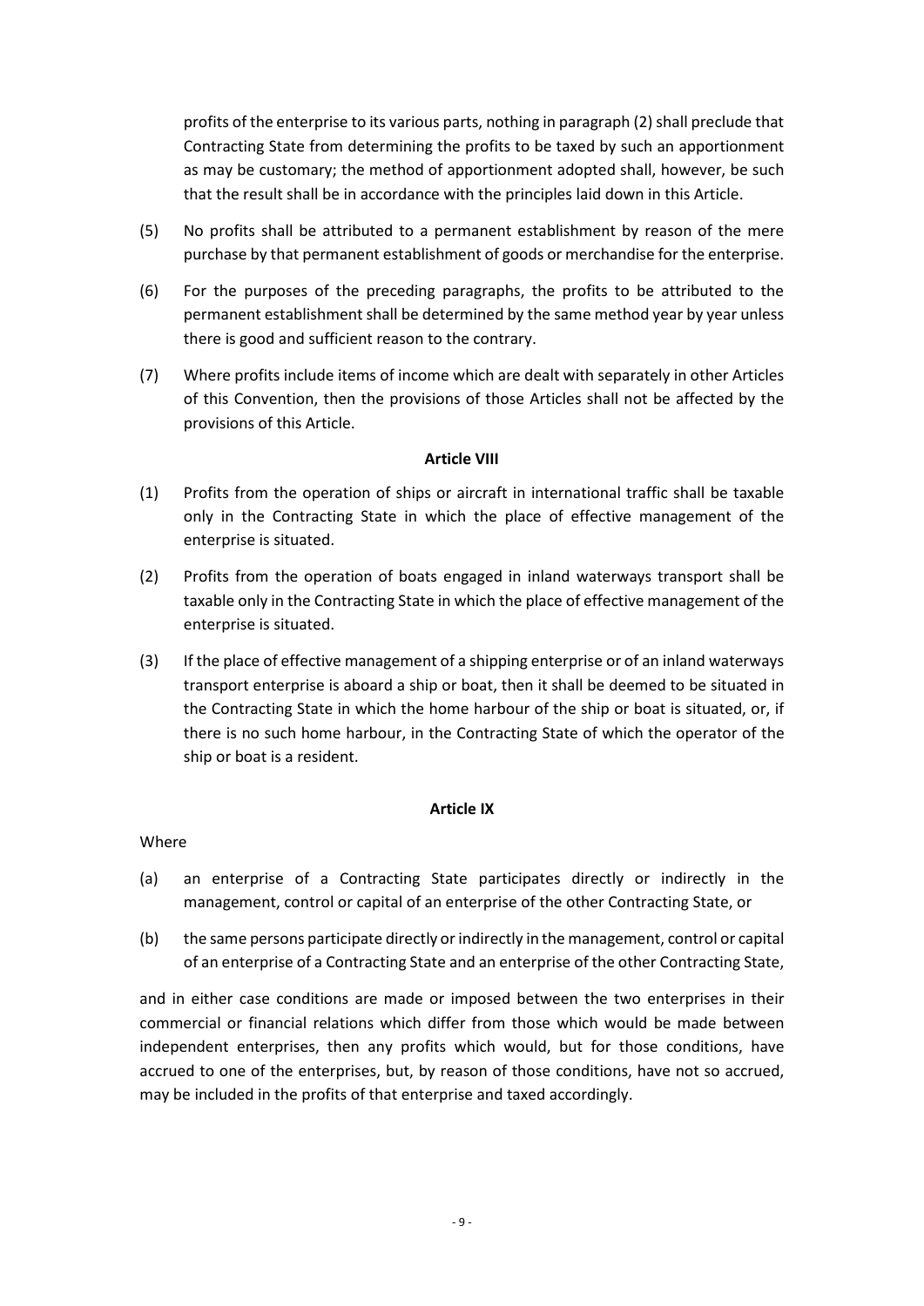profits of the enterprise to its various parts, nothing in paragraph (2) shall preclude that Contracting State from determining the profits to be taxed by such an apportionment as may be customary; the method of apportionment adopted shall, however, be such that the result shall be in accordance with the principles laid down in this Article.

(5) No profits shall be attributed to a permanent establishment by reason of the mere purchase by that permanent establishment of goods or merchandise for the enterprise.

(6) For the purposes of the preceding paragraphs, the profits to be attributed to the permanent establishment shall be determined by the same method year by year unless there is good and sufficient reason to the contrary.

(7) Where profits include items of income which are dealt with separately in other Articles of this Convention, then the provisions of those Articles shall not be affected by the provisions of this Article.

**Article VIII**

(1) Profits from the operation of ships or aircraft in international traffic shall be taxable only in the Contracting State in which the place of effective management of the enterprise is situated.

(2) Profits from the operation of boats engaged in inland waterways transport shall be taxable only in the Contracting State in which the place of effective management of the enterprise is situated.

(3) If the place of effective management of a shipping enterprise or of an inland waterways transport enterprise is aboard a ship or boat, then it shall be deemed to be situated in the Contracting State in which the home harbour of the ship or boat is situated, or, if there is no such home harbour, in the Contracting State of which the operator of the ship or boat is a resident.

**Article IX**

Where

(a) an enterprise of a Contracting State participates directly or indirectly in the management, control or capital of an enterprise of the other Contracting State, or

(b) the same persons participate directly or indirectly in the management, control or capital of an enterprise of a Contracting State and an enterprise of the other Contracting State,

and in either case conditions are made or imposed between the two enterprises in their commercial or financial relations which differ from those which would be made between independent enterprises, then any profits which would, but for those conditions, have accrued to one of the enterprises, but, by reason of those conditions, have not so accrued, may be included in the profits of that enterprise and taxed accordingly.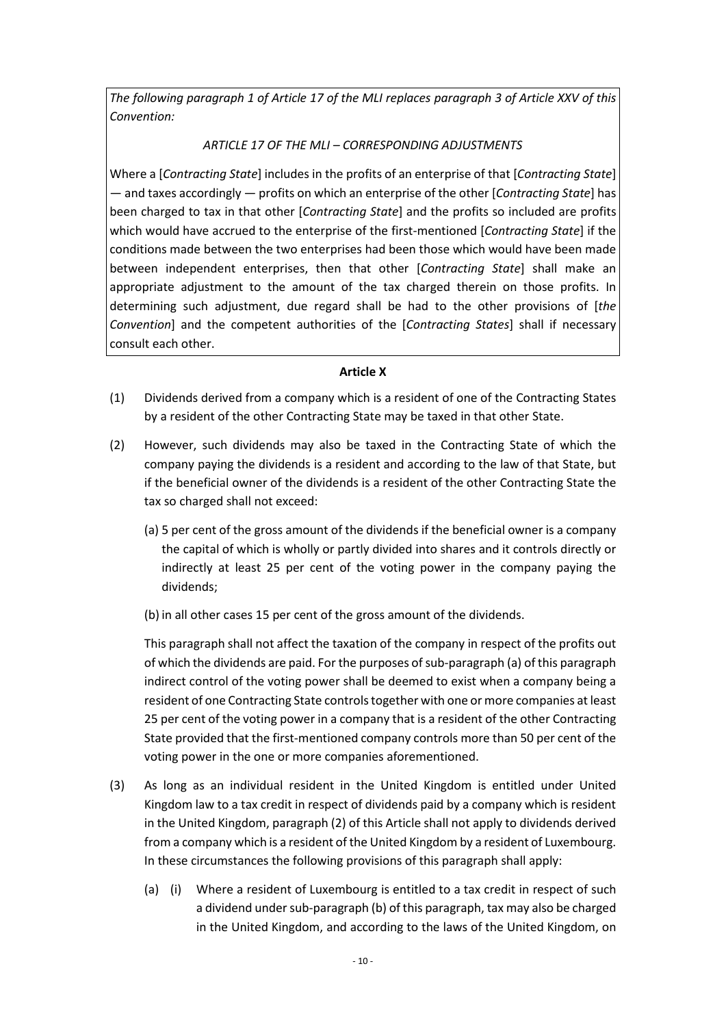*The following paragraph 1 of Article 17 of the MLI replaces paragraph 3 of Article XXV of this Convention:*

*ARTICLE 17 OF THE MLI – CORRESPONDING ADJUSTMENTS*

Where a [*Contracting State*] includes in the profits of an enterprise of that [*Contracting State*] — and taxes accordingly — profits on which an enterprise of the other [*Contracting State*] has been charged to tax in that other [*Contracting State*] and the profits so included are profits which would have accrued to the enterprise of the first-mentioned [*Contracting State*] if the conditions made between the two enterprises had been those which would have been made between independent enterprises, then that other [*Contracting State*] shall make an appropriate adjustment to the amount of the tax charged therein on those profits. In determining such adjustment, due regard shall be had to the other provisions of [*the Convention*] and the competent authorities of the [*Contracting States*] shall if necessary consult each other.

**Article X**

(1) Dividends derived from a company which is a resident of one of the Contracting States by a resident of the other Contracting State may be taxed in that other State.

(2) However, such dividends may also be taxed in the Contracting State of which the company paying the dividends is a resident and according to the law of that State, but if the beneficial owner of the dividends is a resident of the other Contracting State the tax so charged shall not exceed:

(a) 5 per cent of the gross amount of the dividends if the beneficial owner is a company the capital of which is wholly or partly divided into shares and it controls directly or indirectly at least 25 per cent of the voting power in the company paying the dividends;

(b) in all other cases 15 per cent of the gross amount of the dividends.

This paragraph shall not affect the taxation of the company in respect of the profits out of which the dividends are paid. For the purposes of sub-paragraph (a) of this paragraph indirect control of the voting power shall be deemed to exist when a company being a resident of one Contracting State controls together with one or more companies at least 25 per cent of the voting power in a company that is a resident of the other Contracting State provided that the first-mentioned company controls more than 50 per cent of the voting power in the one or more companies aforementioned.

(3) As long as an individual resident in the United Kingdom is entitled under United Kingdom law to a tax credit in respect of dividends paid by a company which is resident in the United Kingdom, paragraph (2) of this Article shall not apply to dividends derived from a company which is a resident of the United Kingdom by a resident of Luxembourg. In these circumstances the following provisions of this paragraph shall apply:

(a) (i) Where a resident of Luxembourg is entitled to a tax credit in respect of such a dividend under sub-paragraph (b) of this paragraph, tax may also be charged in the United Kingdom, and according to the laws of the United Kingdom, on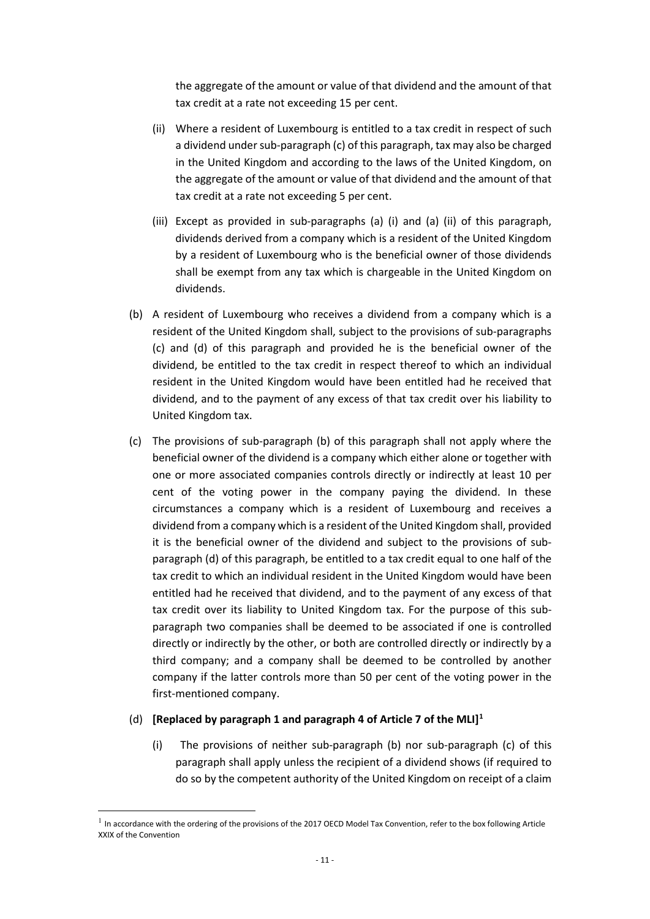the aggregate of the amount or value of that dividend and the amount of that tax credit at a rate not exceeding 15 per cent.

(ii) Where a resident of Luxembourg is entitled to a tax credit in respect of such a dividend under sub-paragraph (c) of this paragraph, tax may also be charged in the United Kingdom and according to the laws of the United Kingdom, on the aggregate of the amount or value of that dividend and the amount of that tax credit at a rate not exceeding 5 per cent.

(iii) Except as provided in sub-paragraphs (a) (i) and (a) (ii) of this paragraph, dividends derived from a company which is a resident of the United Kingdom by a resident of Luxembourg who is the beneficial owner of those dividends shall be exempt from any tax which is chargeable in the United Kingdom on dividends.

(b) A resident of Luxembourg who receives a dividend from a company which is a resident of the United Kingdom shall, subject to the provisions of sub-paragraphs (c) and (d) of this paragraph and provided he is the beneficial owner of the dividend, be entitled to the tax credit in respect thereof to which an individual resident in the United Kingdom would have been entitled had he received that dividend, and to the payment of any excess of that tax credit over his liability to United Kingdom tax.

(c) The provisions of sub-paragraph (b) of this paragraph shall not apply where the beneficial owner of the dividend is a company which either alone or together with one or more associated companies controls directly or indirectly at least 10 per cent of the voting power in the company paying the dividend. In these circumstances a company which is a resident of Luxembourg and receives a dividend from a company which is a resident of the United Kingdom shall, provided it is the beneficial owner of the dividend and subject to the provisions of sub-paragraph (d) of this paragraph, be entitled to a tax credit equal to one half of the tax credit to which an individual resident in the United Kingdom would have been entitled had he received that dividend, and to the payment of any excess of that tax credit over its liability to United Kingdom tax. For the purpose of this sub-paragraph two companies shall be deemed to be associated if one is controlled directly or indirectly by the other, or both are controlled directly or indirectly by a third company; and a company shall be deemed to be controlled by another company if the latter controls more than 50 per cent of the voting power in the first-mentioned company.

(d) **[Replaced by paragraph 1 and paragraph 4 of Article 7 of the MLI]**[1]

(i) The provisions of neither sub-paragraph (b) nor sub-paragraph (c) of this paragraph shall apply unless the recipient of a dividend shows (if required to do so by the competent authority of the United Kingdom on receipt of a claim

[1] In accordance with the ordering of the provisions of the 2017 OECD Model Tax Convention, refer to the box following Article XXIX of the Convention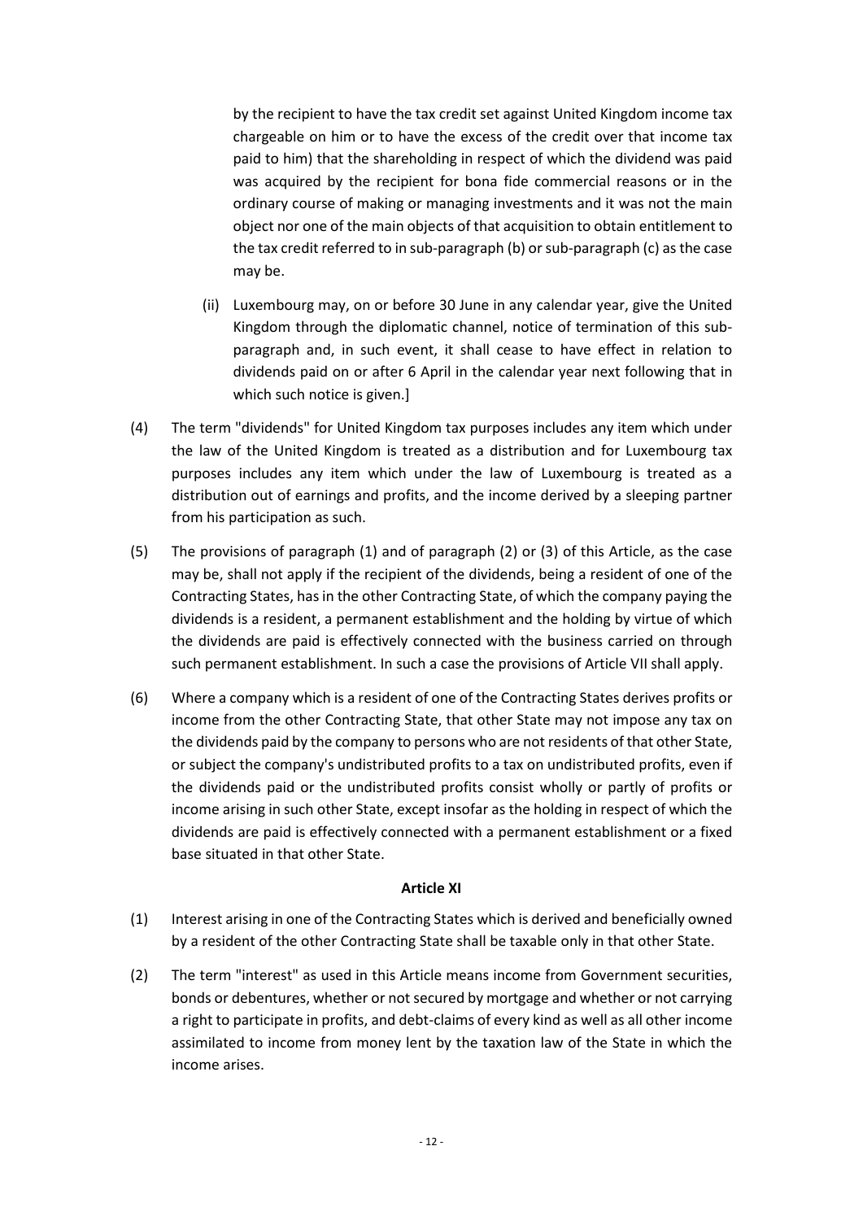by the recipient to have the tax credit set against United Kingdom income tax chargeable on him or to have the excess of the credit over that income tax paid to him) that the shareholding in respect of which the dividend was paid was acquired by the recipient for bona fide commercial reasons or in the ordinary course of making or managing investments and it was not the main object nor one of the main objects of that acquisition to obtain entitlement to the tax credit referred to in sub-paragraph (b) or sub-paragraph (c) as the case may be.

(ii) Luxembourg may, on or before 30 June in any calendar year, give the United Kingdom through the diplomatic channel, notice of termination of this sub-paragraph and, in such event, it shall cease to have effect in relation to dividends paid on or after 6 April in the calendar year next following that in which such notice is given.]

(4) The term "dividends" for United Kingdom tax purposes includes any item which under the law of the United Kingdom is treated as a distribution and for Luxembourg tax purposes includes any item which under the law of Luxembourg is treated as a distribution out of earnings and profits, and the income derived by a sleeping partner from his participation as such.

(5) The provisions of paragraph (1) and of paragraph (2) or (3) of this Article, as the case may be, shall not apply if the recipient of the dividends, being a resident of one of the Contracting States, has in the other Contracting State, of which the company paying the dividends is a resident, a permanent establishment and the holding by virtue of which the dividends are paid is effectively connected with the business carried on through such permanent establishment. In such a case the provisions of Article VII shall apply.

(6) Where a company which is a resident of one of the Contracting States derives profits or income from the other Contracting State, that other State may not impose any tax on the dividends paid by the company to persons who are not residents of that other State, or subject the company's undistributed profits to a tax on undistributed profits, even if the dividends paid or the undistributed profits consist wholly or partly of profits or income arising in such other State, except insofar as the holding in respect of which the dividends are paid is effectively connected with a permanent establishment or a fixed base situated in that other State.

**Article XI**

(1) Interest arising in one of the Contracting States which is derived and beneficially owned by a resident of the other Contracting State shall be taxable only in that other State.

(2) The term "interest" as used in this Article means income from Government securities, bonds or debentures, whether or not secured by mortgage and whether or not carrying a right to participate in profits, and debt-claims of every kind as well as all other income assimilated to income from money lent by the taxation law of the State in which the income arises.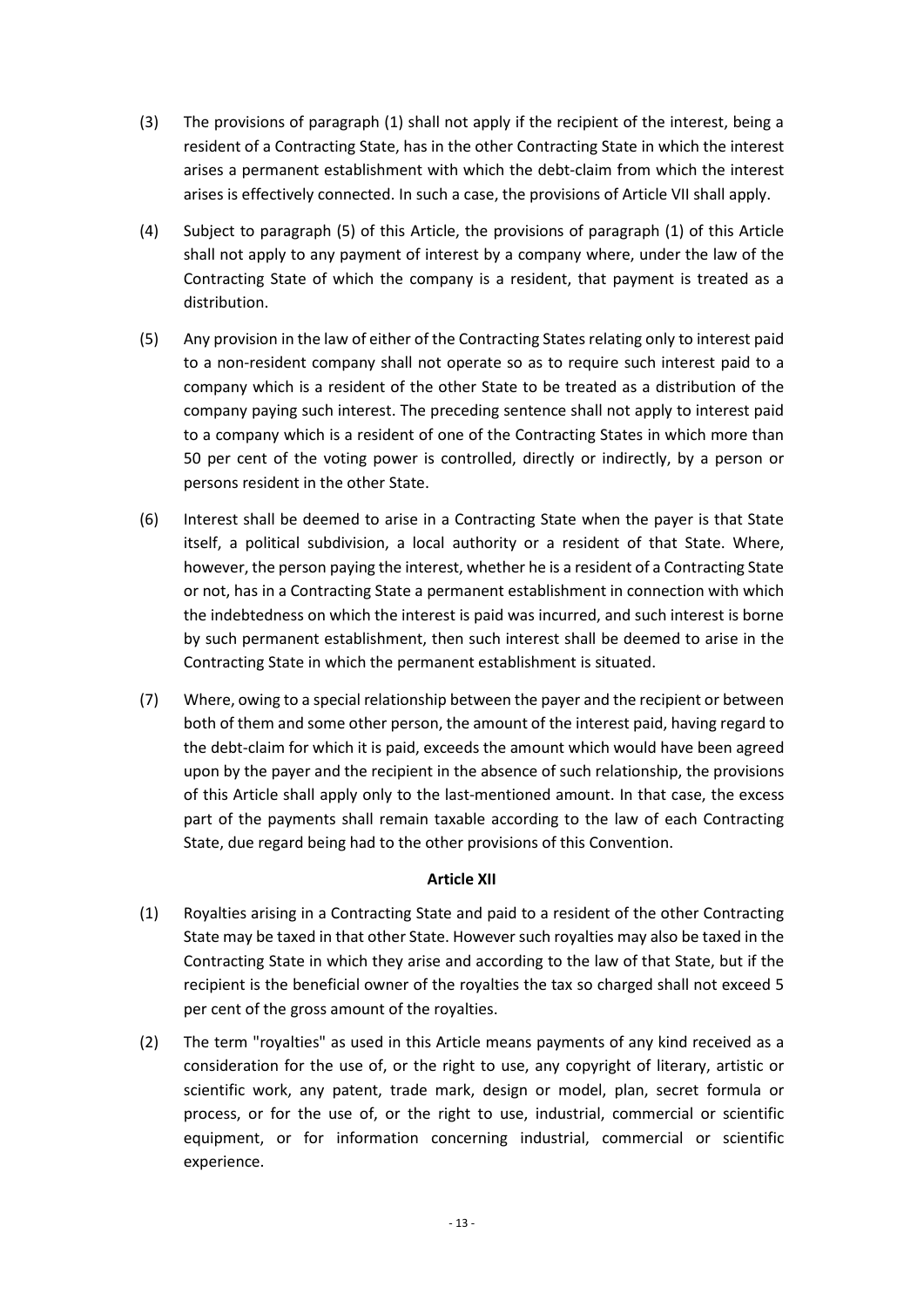(3) The provisions of paragraph (1) shall not apply if the recipient of the interest, being a resident of a Contracting State, has in the other Contracting State in which the interest arises a permanent establishment with which the debt-claim from which the interest arises is effectively connected. In such a case, the provisions of Article VII shall apply.

(4) Subject to paragraph (5) of this Article, the provisions of paragraph (1) of this Article shall not apply to any payment of interest by a company where, under the law of the Contracting State of which the company is a resident, that payment is treated as a distribution.

(5) Any provision in the law of either of the Contracting States relating only to interest paid to a non-resident company shall not operate so as to require such interest paid to a company which is a resident of the other State to be treated as a distribution of the company paying such interest. The preceding sentence shall not apply to interest paid to a company which is a resident of one of the Contracting States in which more than 50 per cent of the voting power is controlled, directly or indirectly, by a person or persons resident in the other State.

(6) Interest shall be deemed to arise in a Contracting State when the payer is that State itself, a political subdivision, a local authority or a resident of that State. Where, however, the person paying the interest, whether he is a resident of a Contracting State or not, has in a Contracting State a permanent establishment in connection with which the indebtedness on which the interest is paid was incurred, and such interest is borne by such permanent establishment, then such interest shall be deemed to arise in the Contracting State in which the permanent establishment is situated.

(7) Where, owing to a special relationship between the payer and the recipient or between both of them and some other person, the amount of the interest paid, having regard to the debt-claim for which it is paid, exceeds the amount which would have been agreed upon by the payer and the recipient in the absence of such relationship, the provisions of this Article shall apply only to the last-mentioned amount. In that case, the excess part of the payments shall remain taxable according to the law of each Contracting State, due regard being had to the other provisions of this Convention.

**Article XII**

(1) Royalties arising in a Contracting State and paid to a resident of the other Contracting State may be taxed in that other State. However such royalties may also be taxed in the Contracting State in which they arise and according to the law of that State, but if the recipient is the beneficial owner of the royalties the tax so charged shall not exceed 5 per cent of the gross amount of the royalties.

(2) The term "royalties" as used in this Article means payments of any kind received as a consideration for the use of, or the right to use, any copyright of literary, artistic or scientific work, any patent, trade mark, design or model, plan, secret formula or process, or for the use of, or the right to use, industrial, commercial or scientific equipment, or for information concerning industrial, commercial or scientific experience.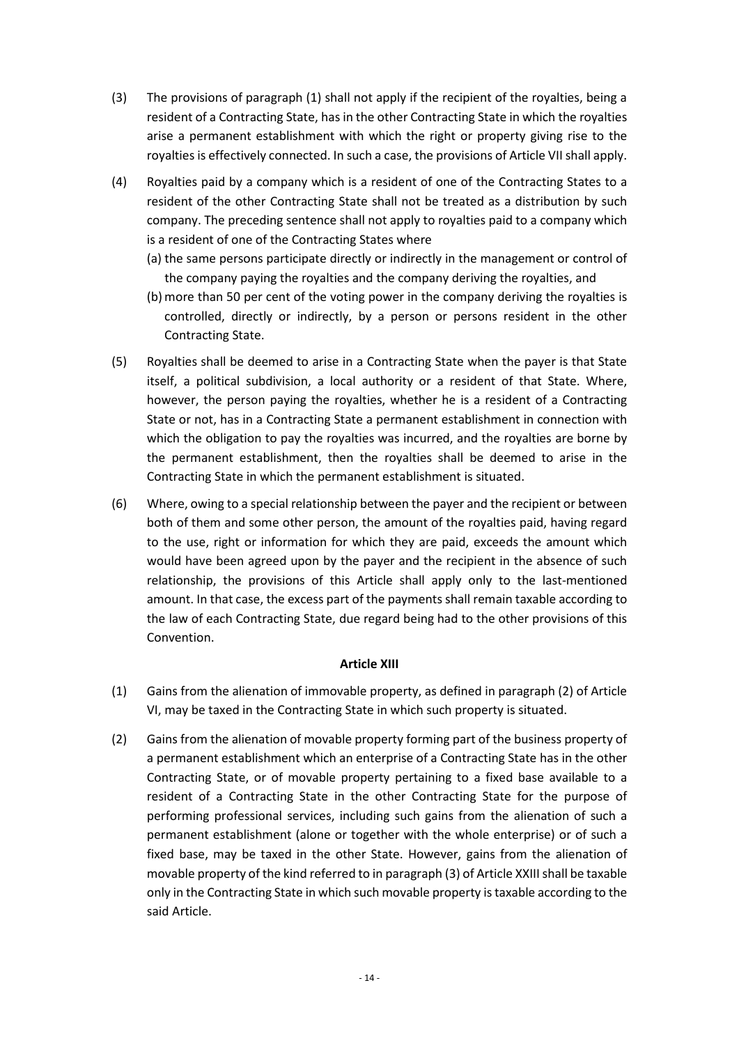(3) The provisions of paragraph (1) shall not apply if the recipient of the royalties, being a resident of a Contracting State, has in the other Contracting State in which the royalties arise a permanent establishment with which the right or property giving rise to the royalties is effectively connected. In such a case, the provisions of Article VII shall apply.

(4) Royalties paid by a company which is a resident of one of the Contracting States to a resident of the other Contracting State shall not be treated as a distribution by such company. The preceding sentence shall not apply to royalties paid to a company which is a resident of one of the Contracting States where

(a) the same persons participate directly or indirectly in the management or control of the company paying the royalties and the company deriving the royalties, and

(b) more than 50 per cent of the voting power in the company deriving the royalties is controlled, directly or indirectly, by a person or persons resident in the other Contracting State.

(5) Royalties shall be deemed to arise in a Contracting State when the payer is that State itself, a political subdivision, a local authority or a resident of that State. Where, however, the person paying the royalties, whether he is a resident of a Contracting State or not, has in a Contracting State a permanent establishment in connection with which the obligation to pay the royalties was incurred, and the royalties are borne by the permanent establishment, then the royalties shall be deemed to arise in the Contracting State in which the permanent establishment is situated.

(6) Where, owing to a special relationship between the payer and the recipient or between both of them and some other person, the amount of the royalties paid, having regard to the use, right or information for which they are paid, exceeds the amount which would have been agreed upon by the payer and the recipient in the absence of such relationship, the provisions of this Article shall apply only to the last-mentioned amount. In that case, the excess part of the payments shall remain taxable according to the law of each Contracting State, due regard being had to the other provisions of this Convention.

**Article XIII**

(1) Gains from the alienation of immovable property, as defined in paragraph (2) of Article VI, may be taxed in the Contracting State in which such property is situated.

(2) Gains from the alienation of movable property forming part of the business property of a permanent establishment which an enterprise of a Contracting State has in the other Contracting State, or of movable property pertaining to a fixed base available to a resident of a Contracting State in the other Contracting State for the purpose of performing professional services, including such gains from the alienation of such a permanent establishment (alone or together with the whole enterprise) or of such a fixed base, may be taxed in the other State. However, gains from the alienation of movable property of the kind referred to in paragraph (3) of Article XXIII shall be taxable only in the Contracting State in which such movable property is taxable according to the said Article.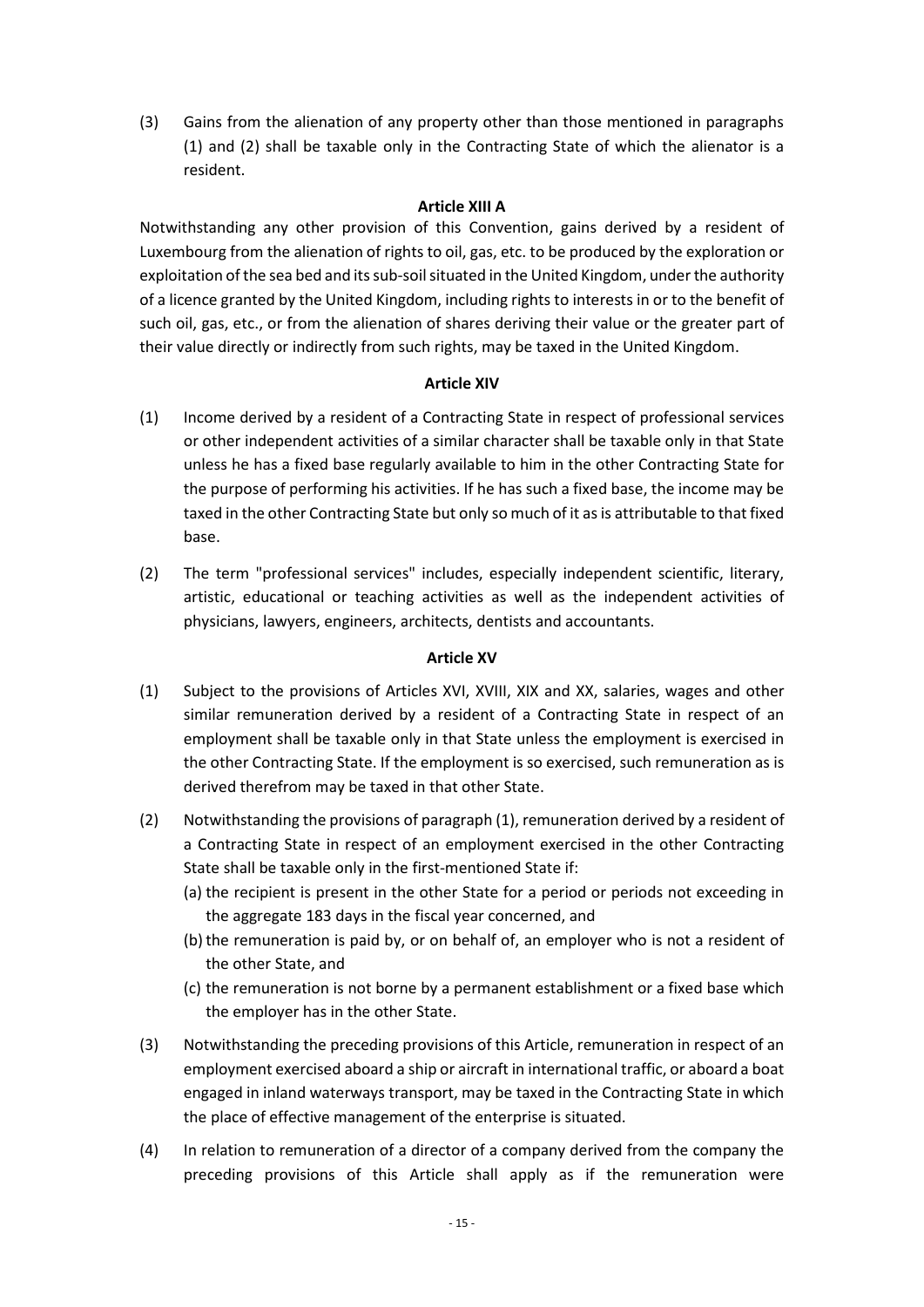(3) Gains from the alienation of any property other than those mentioned in paragraphs (1) and (2) shall be taxable only in the Contracting State of which the alienator is a resident.

**Article XIII A**

Notwithstanding any other provision of this Convention, gains derived by a resident of Luxembourg from the alienation of rights to oil, gas, etc. to be produced by the exploration or exploitation of the sea bed and its sub-soil situated in the United Kingdom, under the authority of a licence granted by the United Kingdom, including rights to interests in or to the benefit of such oil, gas, etc., or from the alienation of shares deriving their value or the greater part of their value directly or indirectly from such rights, may be taxed in the United Kingdom.

**Article XIV**

(1) Income derived by a resident of a Contracting State in respect of professional services or other independent activities of a similar character shall be taxable only in that State unless he has a fixed base regularly available to him in the other Contracting State for the purpose of performing his activities. If he has such a fixed base, the income may be taxed in the other Contracting State but only so much of it as is attributable to that fixed base.

(2) The term "professional services" includes, especially independent scientific, literary, artistic, educational or teaching activities as well as the independent activities of physicians, lawyers, engineers, architects, dentists and accountants.

**Article XV**

(1) Subject to the provisions of Articles XVI, XVIII, XIX and XX, salaries, wages and other similar remuneration derived by a resident of a Contracting State in respect of an employment shall be taxable only in that State unless the employment is exercised in the other Contracting State. If the employment is so exercised, such remuneration as is derived therefrom may be taxed in that other State.

(2) Notwithstanding the provisions of paragraph (1), remuneration derived by a resident of a Contracting State in respect of an employment exercised in the other Contracting State shall be taxable only in the first-mentioned State if:

   (a) the recipient is present in the other State for a period or periods not exceeding in the aggregate 183 days in the fiscal year concerned, and

   (b) the remuneration is paid by, or on behalf of, an employer who is not a resident of the other State, and

   (c) the remuneration is not borne by a permanent establishment or a fixed base which the employer has in the other State.

(3) Notwithstanding the preceding provisions of this Article, remuneration in respect of an employment exercised aboard a ship or aircraft in international traffic, or aboard a boat engaged in inland waterways transport, may be taxed in the Contracting State in which the place of effective management of the enterprise is situated.

(4) In relation to remuneration of a director of a company derived from the company the preceding provisions of this Article shall apply as if the remuneration were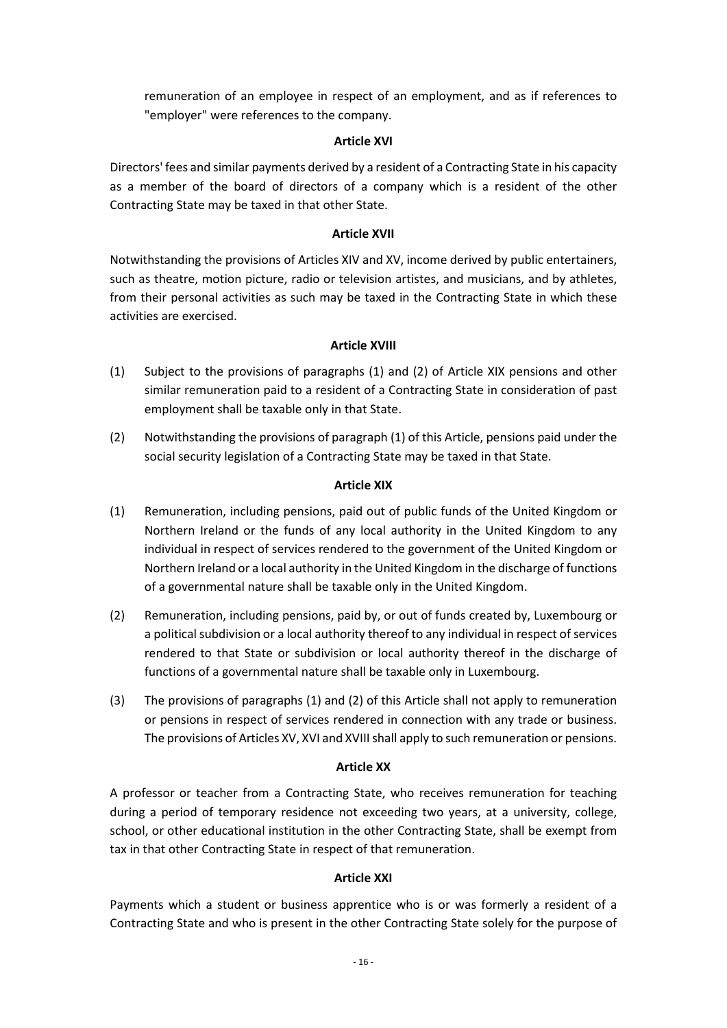remuneration of an employee in respect of an employment, and as if references to "employer" were references to the company.

**Article XVI**

Directors' fees and similar payments derived by a resident of a Contracting State in his capacity as a member of the board of directors of a company which is a resident of the other Contracting State may be taxed in that other State.

**Article XVII**

Notwithstanding the provisions of Articles XIV and XV, income derived by public entertainers, such as theatre, motion picture, radio or television artistes, and musicians, and by athletes, from their personal activities as such may be taxed in the Contracting State in which these activities are exercised.

**Article XVIII**

(1) Subject to the provisions of paragraphs (1) and (2) of Article XIX pensions and other similar remuneration paid to a resident of a Contracting State in consideration of past employment shall be taxable only in that State.

(2) Notwithstanding the provisions of paragraph (1) of this Article, pensions paid under the social security legislation of a Contracting State may be taxed in that State.

**Article XIX**

(1) Remuneration, including pensions, paid out of public funds of the United Kingdom or Northern Ireland or the funds of any local authority in the United Kingdom to any individual in respect of services rendered to the government of the United Kingdom or Northern Ireland or a local authority in the United Kingdom in the discharge of functions of a governmental nature shall be taxable only in the United Kingdom.

(2) Remuneration, including pensions, paid by, or out of funds created by, Luxembourg or a political subdivision or a local authority thereof to any individual in respect of services rendered to that State or subdivision or local authority thereof in the discharge of functions of a governmental nature shall be taxable only in Luxembourg.

(3) The provisions of paragraphs (1) and (2) of this Article shall not apply to remuneration or pensions in respect of services rendered in connection with any trade or business. The provisions of Articles XV, XVI and XVIII shall apply to such remuneration or pensions.

**Article XX**

A professor or teacher from a Contracting State, who receives remuneration for teaching during a period of temporary residence not exceeding two years, at a university, college, school, or other educational institution in the other Contracting State, shall be exempt from tax in that other Contracting State in respect of that remuneration.

**Article XXI**

Payments which a student or business apprentice who is or was formerly a resident of a Contracting State and who is present in the other Contracting State solely for the purpose of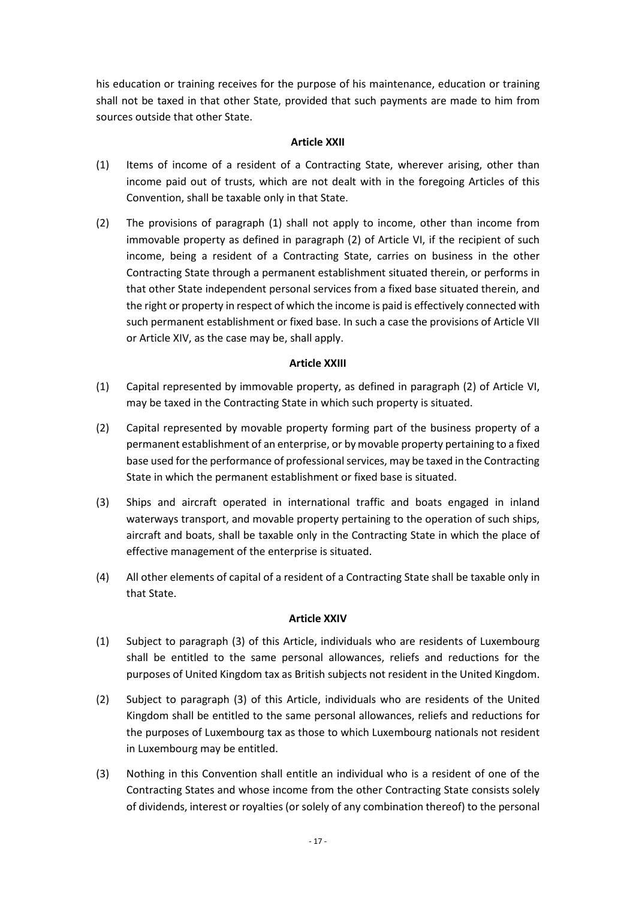his education or training receives for the purpose of his maintenance, education or training shall not be taxed in that other State, provided that such payments are made to him from sources outside that other State.

**Article XXII**

(1) Items of income of a resident of a Contracting State, wherever arising, other than income paid out of trusts, which are not dealt with in the foregoing Articles of this Convention, shall be taxable only in that State.

(2) The provisions of paragraph (1) shall not apply to income, other than income from immovable property as defined in paragraph (2) of Article VI, if the recipient of such income, being a resident of a Contracting State, carries on business in the other Contracting State through a permanent establishment situated therein, or performs in that other State independent personal services from a fixed base situated therein, and the right or property in respect of which the income is paid is effectively connected with such permanent establishment or fixed base. In such a case the provisions of Article VII or Article XIV, as the case may be, shall apply.

**Article XXIII**

(1) Capital represented by immovable property, as defined in paragraph (2) of Article VI, may be taxed in the Contracting State in which such property is situated.

(2) Capital represented by movable property forming part of the business property of a permanent establishment of an enterprise, or by movable property pertaining to a fixed base used for the performance of professional services, may be taxed in the Contracting State in which the permanent establishment or fixed base is situated.

(3) Ships and aircraft operated in international traffic and boats engaged in inland waterways transport, and movable property pertaining to the operation of such ships, aircraft and boats, shall be taxable only in the Contracting State in which the place of effective management of the enterprise is situated.

(4) All other elements of capital of a resident of a Contracting State shall be taxable only in that State.

**Article XXIV**

(1) Subject to paragraph (3) of this Article, individuals who are residents of Luxembourg shall be entitled to the same personal allowances, reliefs and reductions for the purposes of United Kingdom tax as British subjects not resident in the United Kingdom.

(2) Subject to paragraph (3) of this Article, individuals who are residents of the United Kingdom shall be entitled to the same personal allowances, reliefs and reductions for the purposes of Luxembourg tax as those to which Luxembourg nationals not resident in Luxembourg may be entitled.

(3) Nothing in this Convention shall entitle an individual who is a resident of one of the Contracting States and whose income from the other Contracting State consists solely of dividends, interest or royalties (or solely of any combination thereof) to the personal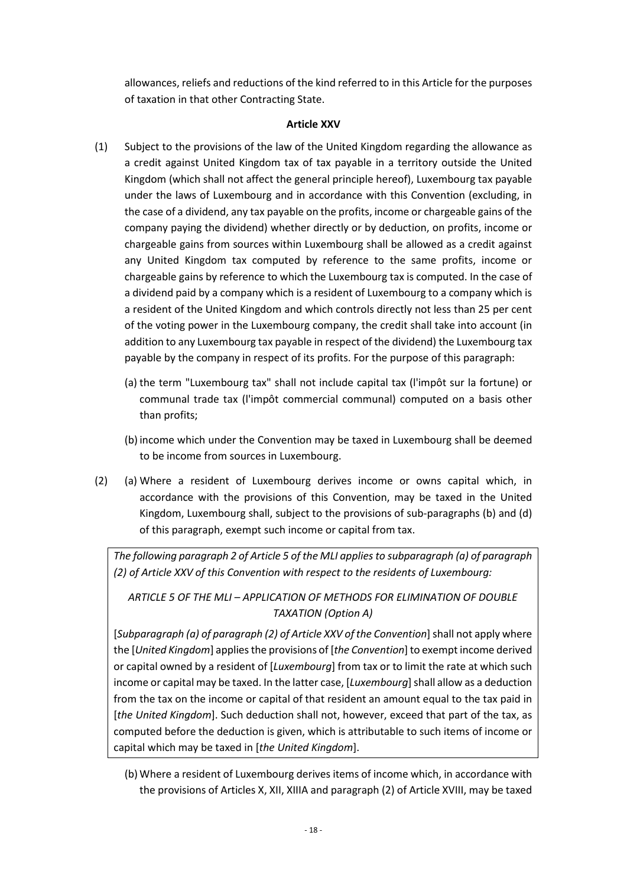allowances, reliefs and reductions of the kind referred to in this Article for the purposes of taxation in that other Contracting State.

**Article XXV**

(1) Subject to the provisions of the law of the United Kingdom regarding the allowance as a credit against United Kingdom tax of tax payable in a territory outside the United Kingdom (which shall not affect the general principle hereof), Luxembourg tax payable under the laws of Luxembourg and in accordance with this Convention (excluding, in the case of a dividend, any tax payable on the profits, income or chargeable gains of the company paying the dividend) whether directly or by deduction, on profits, income or chargeable gains from sources within Luxembourg shall be allowed as a credit against any United Kingdom tax computed by reference to the same profits, income or chargeable gains by reference to which the Luxembourg tax is computed. In the case of a dividend paid by a company which is a resident of Luxembourg to a company which is a resident of the United Kingdom and which controls directly not less than 25 per cent of the voting power in the Luxembourg company, the credit shall take into account (in addition to any Luxembourg tax payable in respect of the dividend) the Luxembourg tax payable by the company in respect of its profits. For the purpose of this paragraph:

(a) the term "Luxembourg tax" shall not include capital tax (l'impôt sur la fortune) or communal trade tax (l'impôt commercial communal) computed on a basis other than profits;

(b) income which under the Convention may be taxed in Luxembourg shall be deemed to be income from sources in Luxembourg.

(2) (a) Where a resident of Luxembourg derives income or owns capital which, in accordance with the provisions of this Convention, may be taxed in the United Kingdom, Luxembourg shall, subject to the provisions of sub-paragraphs (b) and (d) of this paragraph, exempt such income or capital from tax.

*The following paragraph 2 of Article 5 of the MLI applies to subparagraph (a) of paragraph (2) of Article XXV of this Convention with respect to the residents of Luxembourg:*

*ARTICLE 5 OF THE MLI – APPLICATION OF METHODS FOR ELIMINATION OF DOUBLE TAXATION (Option A)*

[*Subparagraph (a) of paragraph (2) of Article XXV of the Convention*] shall not apply where the [*United Kingdom*] applies the provisions of [*the Convention*] to exempt income derived or capital owned by a resident of [*Luxembourg*] from tax or to limit the rate at which such income or capital may be taxed. In the latter case, [*Luxembourg*] shall allow as a deduction from the tax on the income or capital of that resident an amount equal to the tax paid in [*the United Kingdom*]. Such deduction shall not, however, exceed that part of the tax, as computed before the deduction is given, which is attributable to such items of income or capital which may be taxed in [*the United Kingdom*].

(b) Where a resident of Luxembourg derives items of income which, in accordance with the provisions of Articles X, XII, XIIIA and paragraph (2) of Article XVIII, may be taxed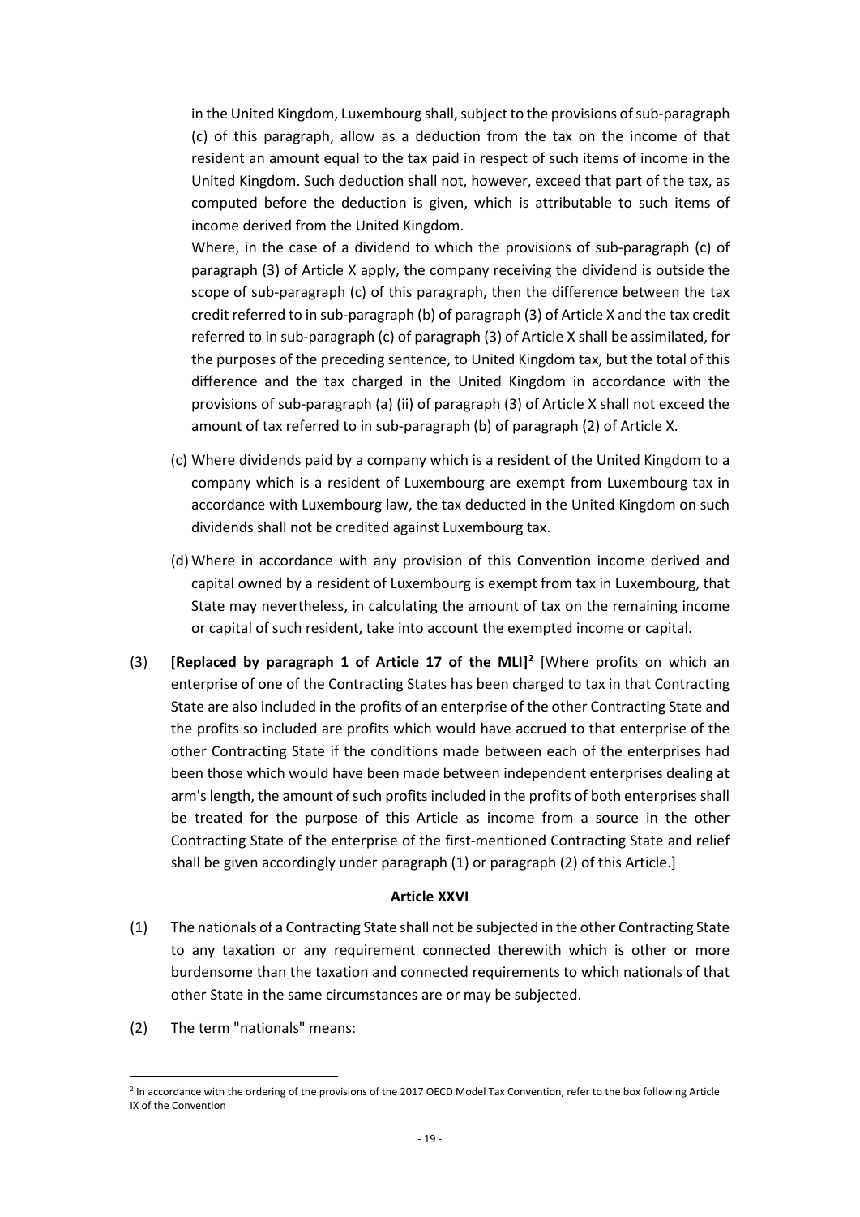in the United Kingdom, Luxembourg shall, subject to the provisions of sub-paragraph (c) of this paragraph, allow as a deduction from the tax on the income of that resident an amount equal to the tax paid in respect of such items of income in the United Kingdom. Such deduction shall not, however, exceed that part of the tax, as computed before the deduction is given, which is attributable to such items of income derived from the United Kingdom.

Where, in the case of a dividend to which the provisions of sub-paragraph (c) of paragraph (3) of Article X apply, the company receiving the dividend is outside the scope of sub-paragraph (c) of this paragraph, then the difference between the tax credit referred to in sub-paragraph (b) of paragraph (3) of Article X and the tax credit referred to in sub-paragraph (c) of paragraph (3) of Article X shall be assimilated, for the purposes of the preceding sentence, to United Kingdom tax, but the total of this difference and the tax charged in the United Kingdom in accordance with the provisions of sub-paragraph (a) (ii) of paragraph (3) of Article X shall not exceed the amount of tax referred to in sub-paragraph (b) of paragraph (2) of Article X.

(c) Where dividends paid by a company which is a resident of the United Kingdom to a company which is a resident of Luxembourg are exempt from Luxembourg tax in accordance with Luxembourg law, the tax deducted in the United Kingdom on such dividends shall not be credited against Luxembourg tax.

(d) Where in accordance with any provision of this Convention income derived and capital owned by a resident of Luxembourg is exempt from tax in Luxembourg, that State may nevertheless, in calculating the amount of tax on the remaining income or capital of such resident, take into account the exempted income or capital.

(3) **[Replaced by paragraph 1 of Article 17 of the MLI]**[2] [Where profits on which an enterprise of one of the Contracting States has been charged to tax in that Contracting State are also included in the profits of an enterprise of the other Contracting State and the profits so included are profits which would have accrued to that enterprise of the other Contracting State if the conditions made between each of the enterprises had been those which would have been made between independent enterprises dealing at arm's length, the amount of such profits included in the profits of both enterprises shall be treated for the purpose of this Article as income from a source in the other Contracting State of the enterprise of the first-mentioned Contracting State and relief shall be given accordingly under paragraph (1) or paragraph (2) of this Article.]

**Article XXVI**

(1) The nationals of a Contracting State shall not be subjected in the other Contracting State to any taxation or any requirement connected therewith which is other or more burdensome than the taxation and connected requirements to which nationals of that other State in the same circumstances are or may be subjected.

(2) The term "nationals" means:

[2] In accordance with the ordering of the provisions of the 2017 OECD Model Tax Convention, refer to the box following Article IX of the Convention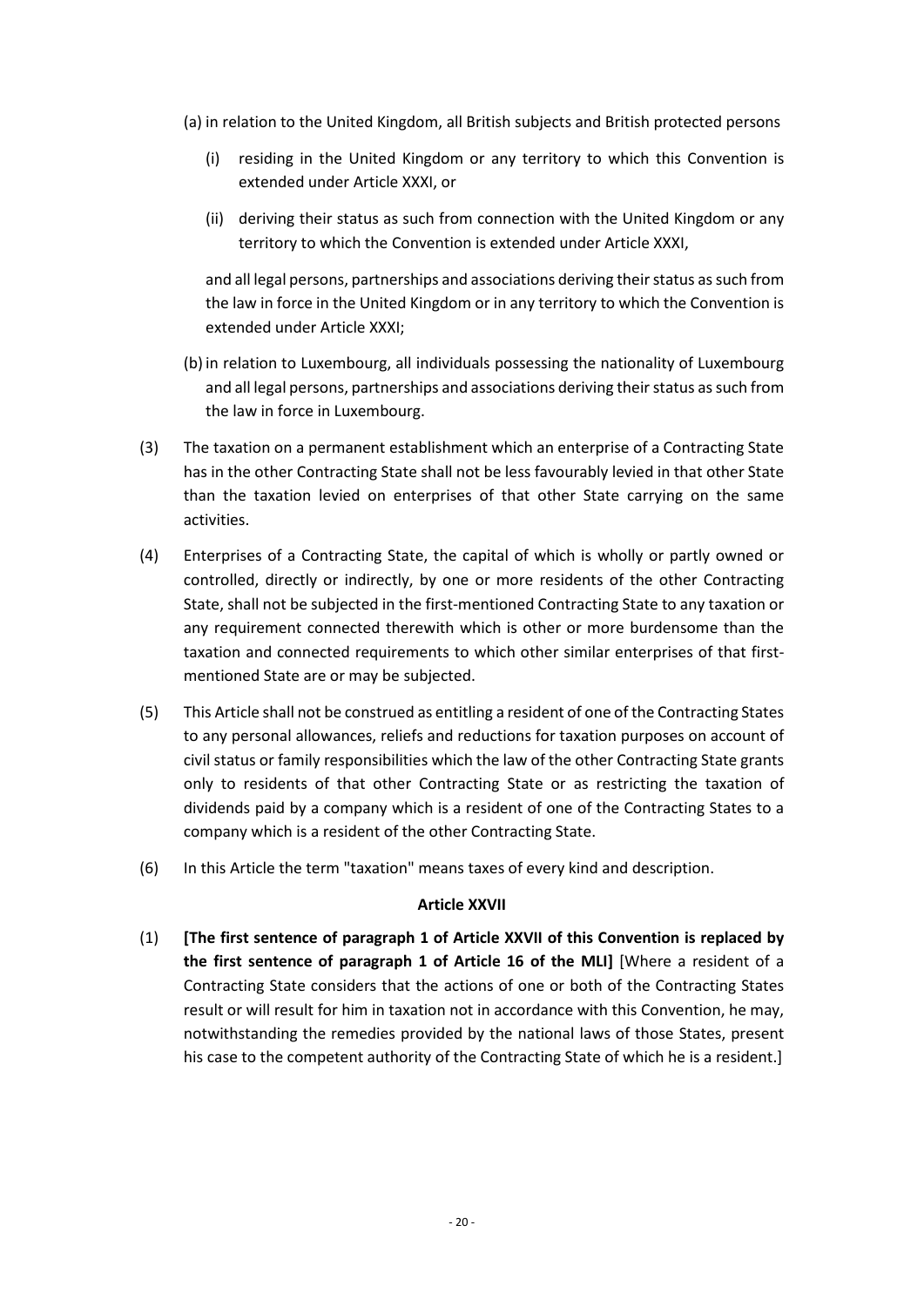(a) in relation to the United Kingdom, all British subjects and British protected persons

   (i) residing in the United Kingdom or any territory to which this Convention is extended under Article XXXI, or

   (ii) deriving their status as such from connection with the United Kingdom or any territory to which the Convention is extended under Article XXXI,

   and all legal persons, partnerships and associations deriving their status as such from the law in force in the United Kingdom or in any territory to which the Convention is extended under Article XXXI;

(b) in relation to Luxembourg, all individuals possessing the nationality of Luxembourg and all legal persons, partnerships and associations deriving their status as such from the law in force in Luxembourg.

(3) The taxation on a permanent establishment which an enterprise of a Contracting State has in the other Contracting State shall not be less favourably levied in that other State than the taxation levied on enterprises of that other State carrying on the same activities.

(4) Enterprises of a Contracting State, the capital of which is wholly or partly owned or controlled, directly or indirectly, by one or more residents of the other Contracting State, shall not be subjected in the first-mentioned Contracting State to any taxation or any requirement connected therewith which is other or more burdensome than the taxation and connected requirements to which other similar enterprises of that first-mentioned State are or may be subjected.

(5) This Article shall not be construed as entitling a resident of one of the Contracting States to any personal allowances, reliefs and reductions for taxation purposes on account of civil status or family responsibilities which the law of the other Contracting State grants only to residents of that other Contracting State or as restricting the taxation of dividends paid by a company which is a resident of one of the Contracting States to a company which is a resident of the other Contracting State.

(6) In this Article the term "taxation" means taxes of every kind and description.

**Article XXVII**

(1) **[The first sentence of paragraph 1 of Article XXVII of this Convention is replaced by the first sentence of paragraph 1 of Article 16 of the MLI]** [Where a resident of a Contracting State considers that the actions of one or both of the Contracting States result or will result for him in taxation not in accordance with this Convention, he may, notwithstanding the remedies provided by the national laws of those States, present his case to the competent authority of the Contracting State of which he is a resident.]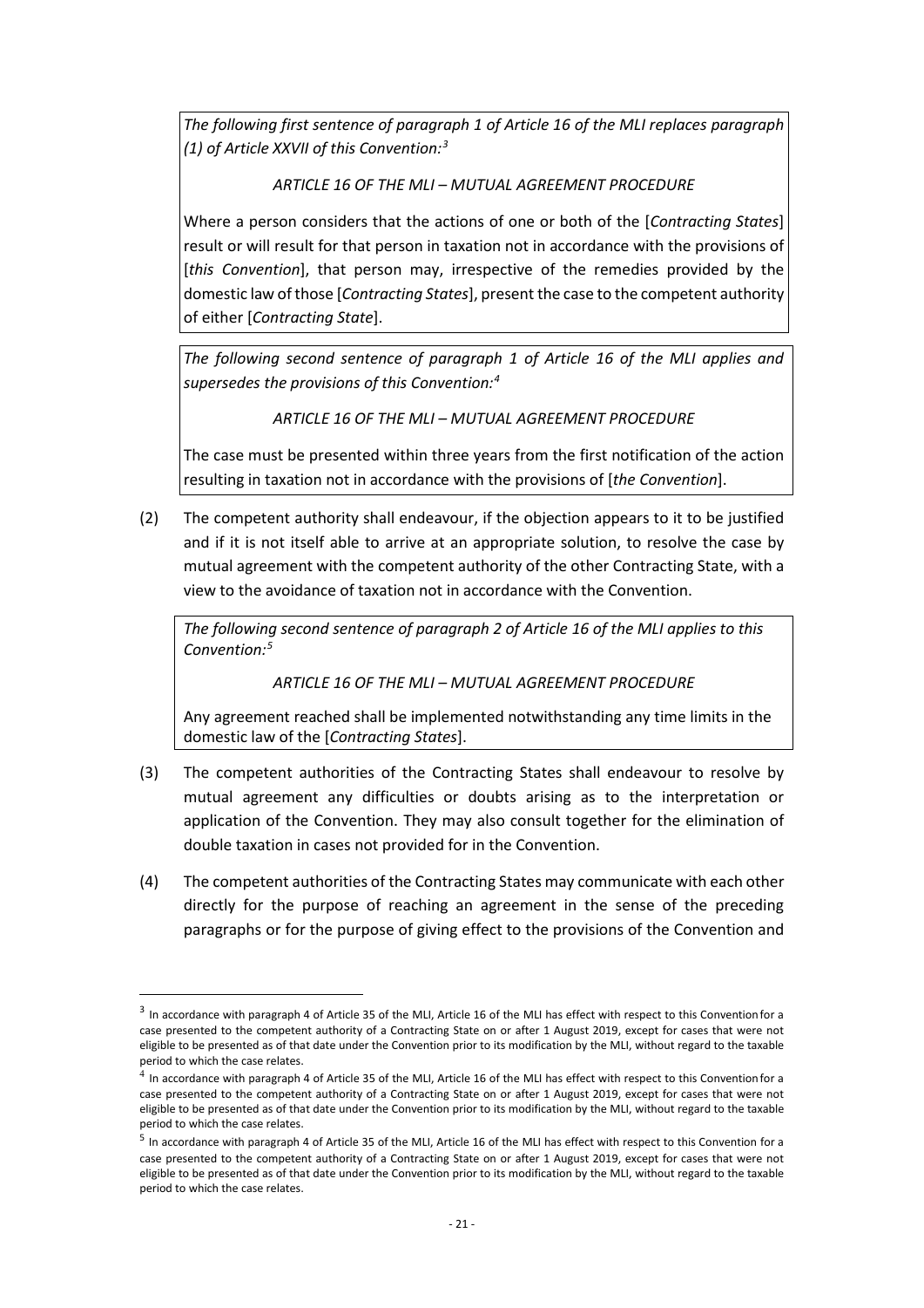*The following first sentence of paragraph 1 of Article 16 of the MLI replaces paragraph (1) of Article XXVII of this Convention:*[3]

*ARTICLE 16 OF THE MLI – MUTUAL AGREEMENT PROCEDURE*

Where a person considers that the actions of one or both of the [*Contracting States*] result or will result for that person in taxation not in accordance with the provisions of [*this Convention*], that person may, irrespective of the remedies provided by the domestic law of those [*Contracting States*], present the case to the competent authority of either [*Contracting State*].

*The following second sentence of paragraph 1 of Article 16 of the MLI applies and supersedes the provisions of this Convention:*[4]

*ARTICLE 16 OF THE MLI – MUTUAL AGREEMENT PROCEDURE*

The case must be presented within three years from the first notification of the action resulting in taxation not in accordance with the provisions of [*the Convention*].

(2) The competent authority shall endeavour, if the objection appears to it to be justified and if it is not itself able to arrive at an appropriate solution, to resolve the case by mutual agreement with the competent authority of the other Contracting State, with a view to the avoidance of taxation not in accordance with the Convention.

*The following second sentence of paragraph 2 of Article 16 of the MLI applies to this Convention:*[5]

*ARTICLE 16 OF THE MLI – MUTUAL AGREEMENT PROCEDURE*

Any agreement reached shall be implemented notwithstanding any time limits in the domestic law of the [*Contracting States*].

(3) The competent authorities of the Contracting States shall endeavour to resolve by mutual agreement any difficulties or doubts arising as to the interpretation or application of the Convention. They may also consult together for the elimination of double taxation in cases not provided for in the Convention.

(4) The competent authorities of the Contracting States may communicate with each other directly for the purpose of reaching an agreement in the sense of the preceding paragraphs or for the purpose of giving effect to the provisions of the Convention and

---

[3] In accordance with paragraph 4 of Article 35 of the MLI, Article 16 of the MLI has effect with respect to this Convention for a case presented to the competent authority of a Contracting State on or after 1 August 2019, except for cases that were not eligible to be presented as of that date under the Convention prior to its modification by the MLI, without regard to the taxable period to which the case relates.

[4] In accordance with paragraph 4 of Article 35 of the MLI, Article 16 of the MLI has effect with respect to this Convention for a case presented to the competent authority of a Contracting State on or after 1 August 2019, except for cases that were not eligible to be presented as of that date under the Convention prior to its modification by the MLI, without regard to the taxable period to which the case relates.

[5] In accordance with paragraph 4 of Article 35 of the MLI, Article 16 of the MLI has effect with respect to this Convention for a case presented to the competent authority of a Contracting State on or after 1 August 2019, except for cases that were not eligible to be presented as of that date under the Convention prior to its modification by the MLI, without regard to the taxable period to which the case relates.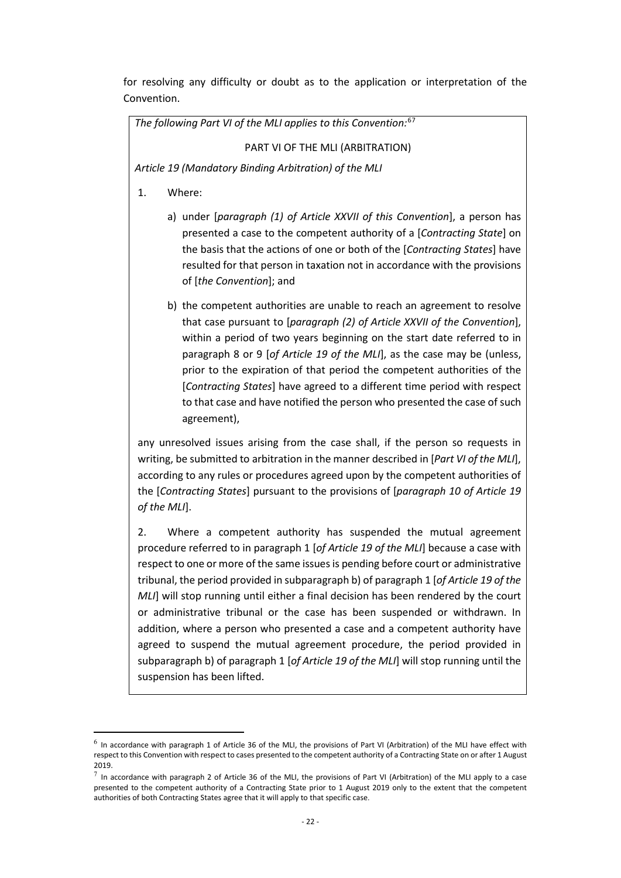for resolving any difficulty or doubt as to the application or interpretation of the Convention.

*The following Part VI of the MLI applies to this Convention:*[6][7]

PART VI OF THE MLI (ARBITRATION)

*Article 19 (Mandatory Binding Arbitration) of the MLI*

1. Where:

   a) under [*paragraph (1) of Article XXVII of this Convention*], a person has presented a case to the competent authority of a [*Contracting State*] on the basis that the actions of one or both of the [*Contracting States*] have resulted for that person in taxation not in accordance with the provisions of [*the Convention*]; and

   b) the competent authorities are unable to reach an agreement to resolve that case pursuant to [*paragraph (2) of Article XXVII of the Convention*], within a period of two years beginning on the start date referred to in paragraph 8 or 9 [*of Article 19 of the MLI*], as the case may be (unless, prior to the expiration of that period the competent authorities of the [*Contracting States*] have agreed to a different time period with respect to that case and have notified the person who presented the case of such agreement),

any unresolved issues arising from the case shall, if the person so requests in writing, be submitted to arbitration in the manner described in [*Part VI of the MLI*], according to any rules or procedures agreed upon by the competent authorities of the [*Contracting States*] pursuant to the provisions of [*paragraph 10 of Article 19 of the MLI*].

2. Where a competent authority has suspended the mutual agreement procedure referred to in paragraph 1 [*of Article 19 of the MLI*] because a case with respect to one or more of the same issues is pending before court or administrative tribunal, the period provided in subparagraph b) of paragraph 1 [*of Article 19 of the MLI*] will stop running until either a final decision has been rendered by the court or administrative tribunal or the case has been suspended or withdrawn. In addition, where a person who presented a case and a competent authority have agreed to suspend the mutual agreement procedure, the period provided in subparagraph b) of paragraph 1 [*of Article 19 of the MLI*] will stop running until the suspension has been lifted.

---

[6] In accordance with paragraph 1 of Article 36 of the MLI, the provisions of Part VI (Arbitration) of the MLI have effect with respect to this Convention with respect to cases presented to the competent authority of a Contracting State on or after 1 August 2019.

[7] In accordance with paragraph 2 of Article 36 of the MLI, the provisions of Part VI (Arbitration) of the MLI apply to a case presented to the competent authority of a Contracting State prior to 1 August 2019 only to the extent that the competent authorities of both Contracting States agree that it will apply to that specific case.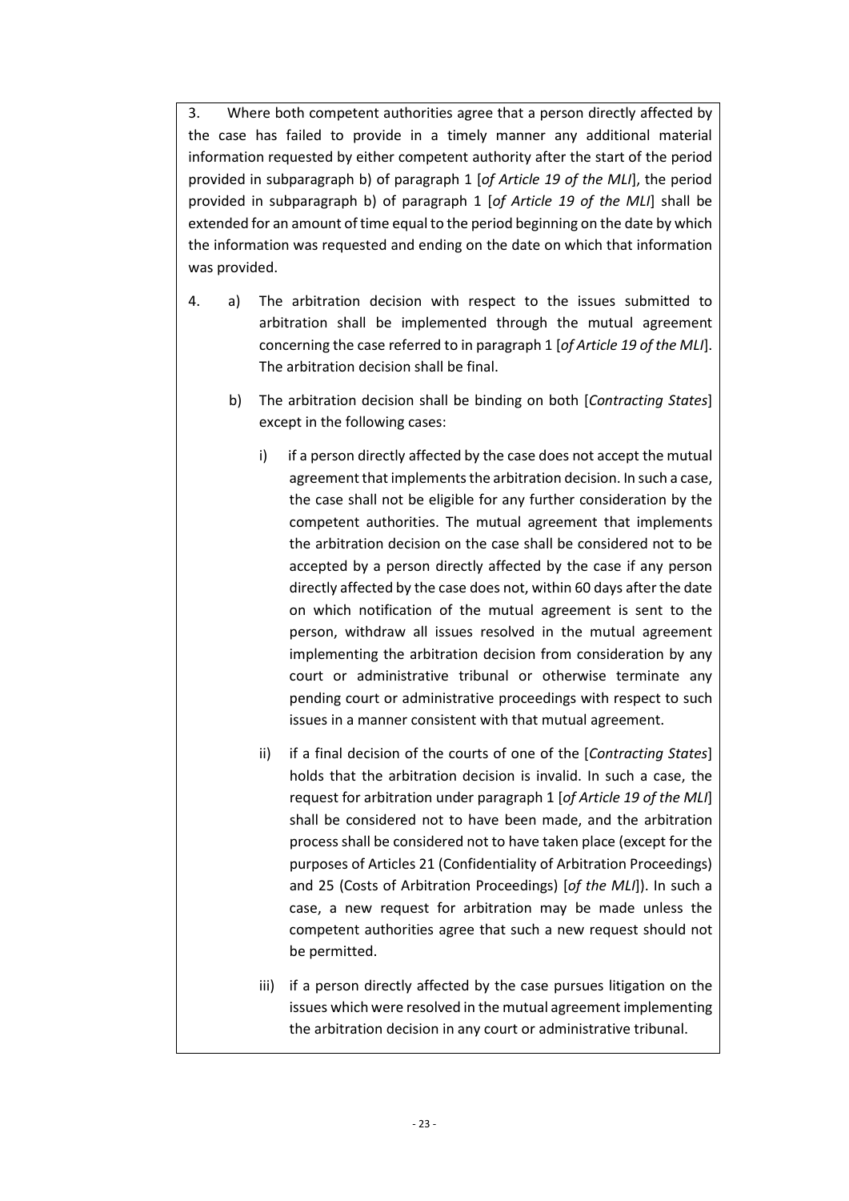3. Where both competent authorities agree that a person directly affected by the case has failed to provide in a timely manner any additional material information requested by either competent authority after the start of the period provided in subparagraph b) of paragraph 1 [*of Article 19 of the MLI*], the period provided in subparagraph b) of paragraph 1 [*of Article 19 of the MLI*] shall be extended for an amount of time equal to the period beginning on the date by which the information was requested and ending on the date on which that information was provided.

4. a) The arbitration decision with respect to the issues submitted to arbitration shall be implemented through the mutual agreement concerning the case referred to in paragraph 1 [*of Article 19 of the MLI*]. The arbitration decision shall be final.

   b) The arbitration decision shall be binding on both [*Contracting States*] except in the following cases:

      i) if a person directly affected by the case does not accept the mutual agreement that implements the arbitration decision. In such a case, the case shall not be eligible for any further consideration by the competent authorities. The mutual agreement that implements the arbitration decision on the case shall be considered not to be accepted by a person directly affected by the case if any person directly affected by the case does not, within 60 days after the date on which notification of the mutual agreement is sent to the person, withdraw all issues resolved in the mutual agreement implementing the arbitration decision from consideration by any court or administrative tribunal or otherwise terminate any pending court or administrative proceedings with respect to such issues in a manner consistent with that mutual agreement.

      ii) if a final decision of the courts of one of the [*Contracting States*] holds that the arbitration decision is invalid. In such a case, the request for arbitration under paragraph 1 [*of Article 19 of the MLI*] shall be considered not to have been made, and the arbitration process shall be considered not to have taken place (except for the purposes of Articles 21 (Confidentiality of Arbitration Proceedings) and 25 (Costs of Arbitration Proceedings) [*of the MLI*]). In such a case, a new request for arbitration may be made unless the competent authorities agree that such a new request should not be permitted.

      iii) if a person directly affected by the case pursues litigation on the issues which were resolved in the mutual agreement implementing the arbitration decision in any court or administrative tribunal.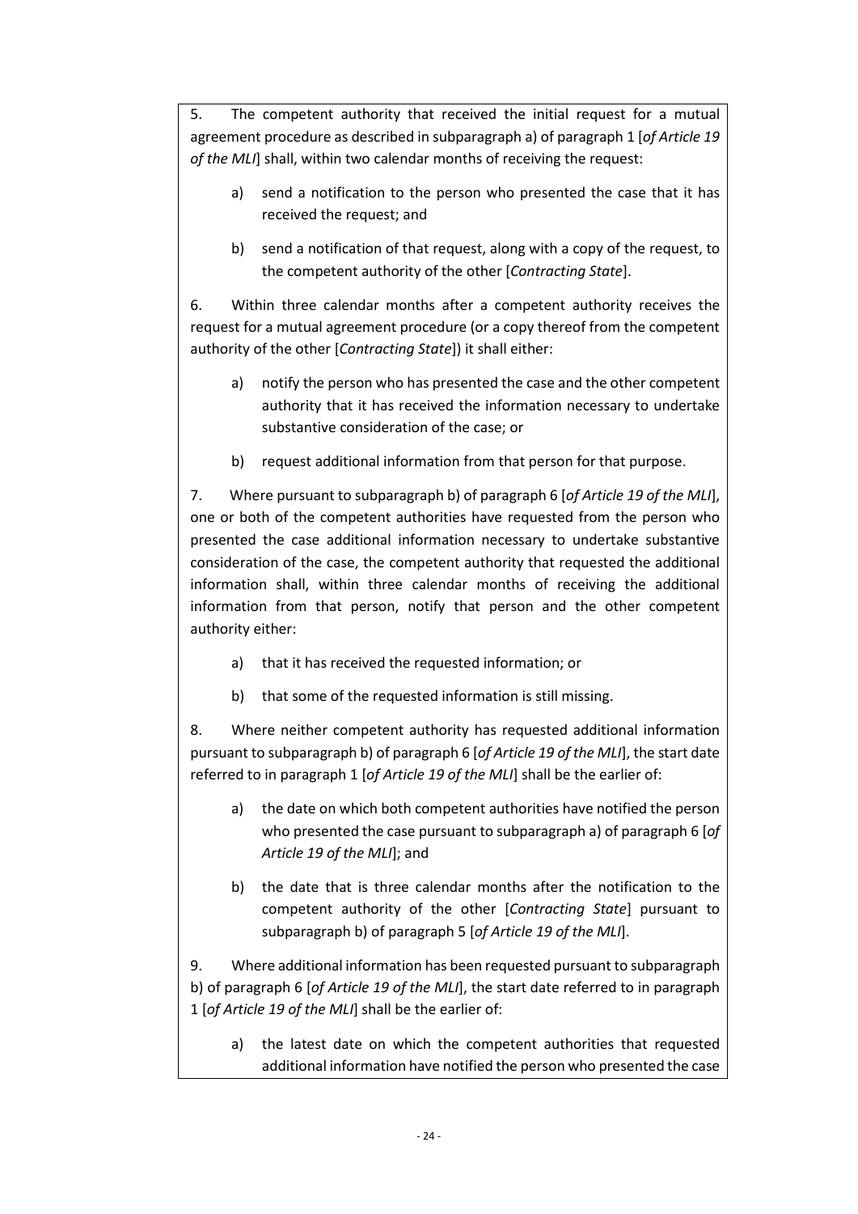5. The competent authority that received the initial request for a mutual agreement procedure as described in subparagraph a) of paragraph 1 [*of Article 19 of the MLI*] shall, within two calendar months of receiving the request:

   a) send a notification to the person who presented the case that it has received the request; and

   b) send a notification of that request, along with a copy of the request, to the competent authority of the other [*Contracting State*].

6. Within three calendar months after a competent authority receives the request for a mutual agreement procedure (or a copy thereof from the competent authority of the other [*Contracting State*]) it shall either:

   a) notify the person who has presented the case and the other competent authority that it has received the information necessary to undertake substantive consideration of the case; or

   b) request additional information from that person for that purpose.

7. Where pursuant to subparagraph b) of paragraph 6 [*of Article 19 of the MLI*], one or both of the competent authorities have requested from the person who presented the case additional information necessary to undertake substantive consideration of the case, the competent authority that requested the additional information shall, within three calendar months of receiving the additional information from that person, notify that person and the other competent authority either:

   a) that it has received the requested information; or

   b) that some of the requested information is still missing.

8. Where neither competent authority has requested additional information pursuant to subparagraph b) of paragraph 6 [*of Article 19 of the MLI*], the start date referred to in paragraph 1 [*of Article 19 of the MLI*] shall be the earlier of:

   a) the date on which both competent authorities have notified the person who presented the case pursuant to subparagraph a) of paragraph 6 [*of Article 19 of the MLI*]; and

   b) the date that is three calendar months after the notification to the competent authority of the other [*Contracting State*] pursuant to subparagraph b) of paragraph 5 [*of Article 19 of the MLI*].

9. Where additional information has been requested pursuant to subparagraph b) of paragraph 6 [*of Article 19 of the MLI*], the start date referred to in paragraph 1 [*of Article 19 of the MLI*] shall be the earlier of:

   a) the latest date on which the competent authorities that requested additional information have notified the person who presented the case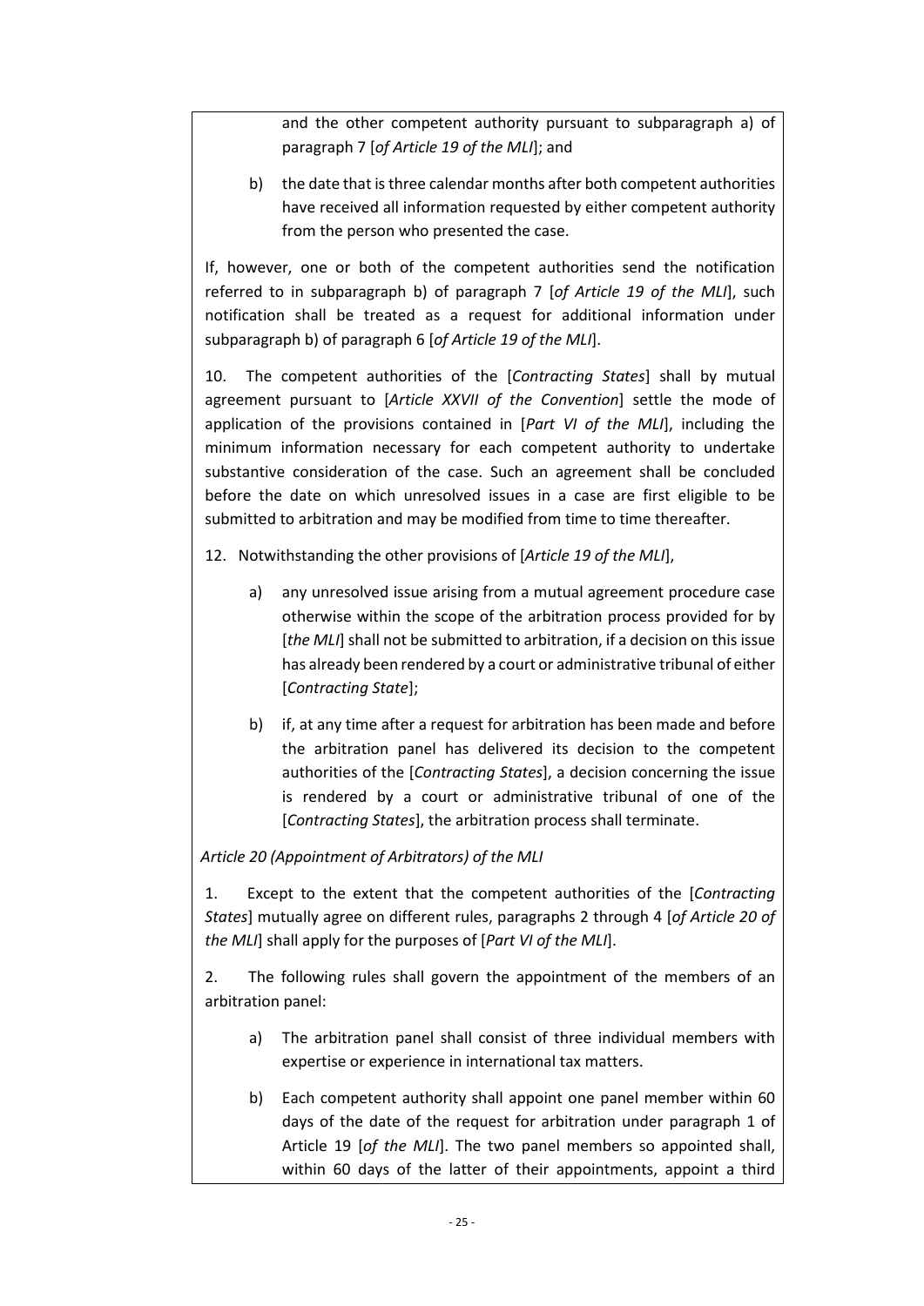and the other competent authority pursuant to subparagraph a) of paragraph 7 [*of Article 19 of the MLI*]; and

b) the date that is three calendar months after both competent authorities have received all information requested by either competent authority from the person who presented the case.

If, however, one or both of the competent authorities send the notification referred to in subparagraph b) of paragraph 7 [*of Article 19 of the MLI*], such notification shall be treated as a request for additional information under subparagraph b) of paragraph 6 [*of Article 19 of the MLI*].

10. The competent authorities of the [*Contracting States*] shall by mutual agreement pursuant to [*Article XXVII of the Convention*] settle the mode of application of the provisions contained in [*Part VI of the MLI*], including the minimum information necessary for each competent authority to undertake substantive consideration of the case. Such an agreement shall be concluded before the date on which unresolved issues in a case are first eligible to be submitted to arbitration and may be modified from time to time thereafter.

12. Notwithstanding the other provisions of [*Article 19 of the MLI*],

a) any unresolved issue arising from a mutual agreement procedure case otherwise within the scope of the arbitration process provided for by [*the MLI*] shall not be submitted to arbitration, if a decision on this issue has already been rendered by a court or administrative tribunal of either [*Contracting State*];

b) if, at any time after a request for arbitration has been made and before the arbitration panel has delivered its decision to the competent authorities of the [*Contracting States*], a decision concerning the issue is rendered by a court or administrative tribunal of one of the [*Contracting States*], the arbitration process shall terminate.

*Article 20 (Appointment of Arbitrators) of the MLI*

1. Except to the extent that the competent authorities of the [*Contracting States*] mutually agree on different rules, paragraphs 2 through 4 [*of Article 20 of the MLI*] shall apply for the purposes of [*Part VI of the MLI*].

2. The following rules shall govern the appointment of the members of an arbitration panel:

a) The arbitration panel shall consist of three individual members with expertise or experience in international tax matters.

b) Each competent authority shall appoint one panel member within 60 days of the date of the request for arbitration under paragraph 1 of Article 19 [*of the MLI*]. The two panel members so appointed shall, within 60 days of the latter of their appointments, appoint a third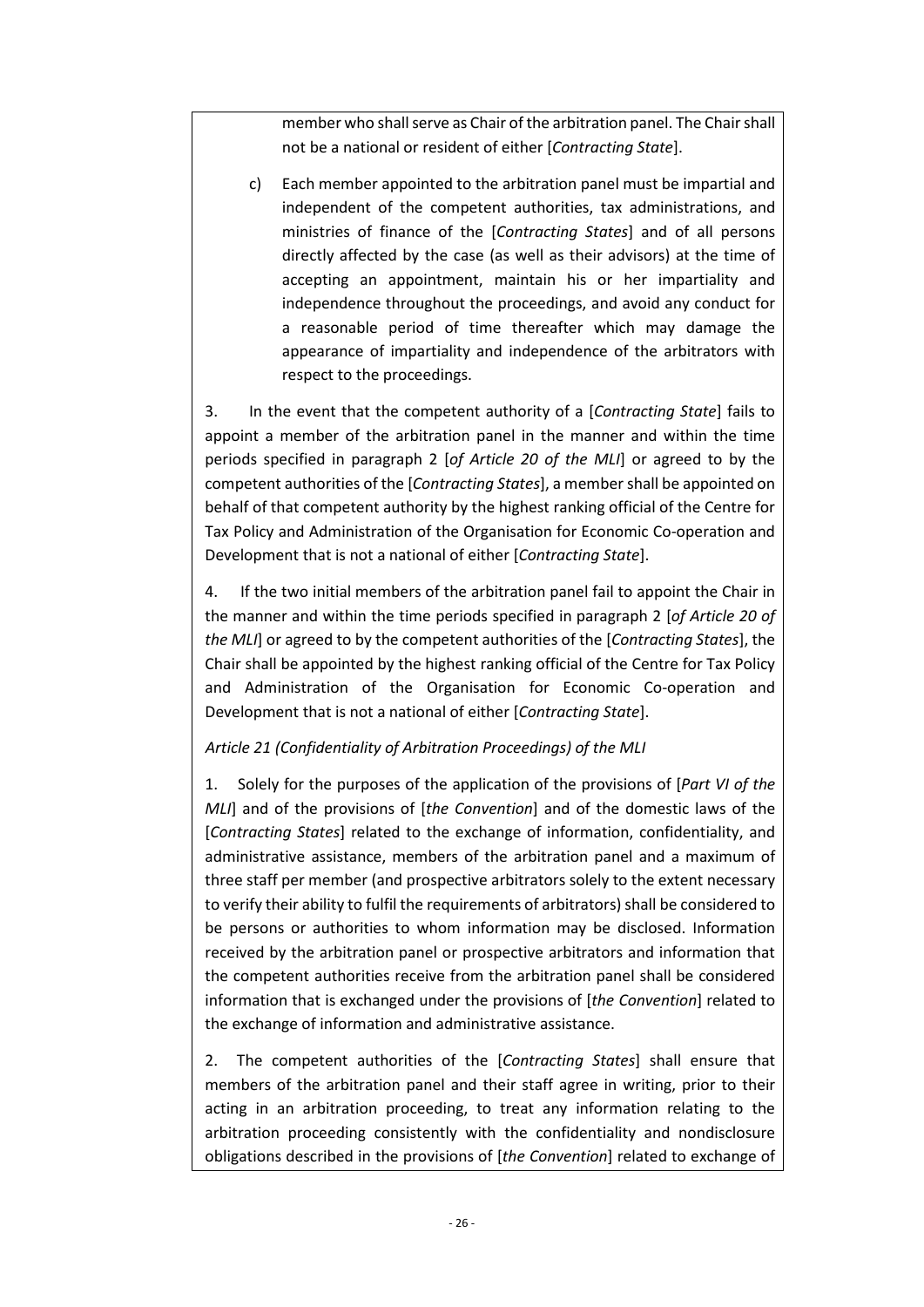member who shall serve as Chair of the arbitration panel. The Chair shall not be a national or resident of either [*Contracting State*].

c) Each member appointed to the arbitration panel must be impartial and independent of the competent authorities, tax administrations, and ministries of finance of the [*Contracting States*] and of all persons directly affected by the case (as well as their advisors) at the time of accepting an appointment, maintain his or her impartiality and independence throughout the proceedings, and avoid any conduct for a reasonable period of time thereafter which may damage the appearance of impartiality and independence of the arbitrators with respect to the proceedings.

3. In the event that the competent authority of a [*Contracting State*] fails to appoint a member of the arbitration panel in the manner and within the time periods specified in paragraph 2 [*of Article 20 of the MLI*] or agreed to by the competent authorities of the [*Contracting States*], a member shall be appointed on behalf of that competent authority by the highest ranking official of the Centre for Tax Policy and Administration of the Organisation for Economic Co-operation and Development that is not a national of either [*Contracting State*].

4. If the two initial members of the arbitration panel fail to appoint the Chair in the manner and within the time periods specified in paragraph 2 [*of Article 20 of the MLI*] or agreed to by the competent authorities of the [*Contracting States*], the Chair shall be appointed by the highest ranking official of the Centre for Tax Policy and Administration of the Organisation for Economic Co-operation and Development that is not a national of either [*Contracting State*].

*Article 21 (Confidentiality of Arbitration Proceedings) of the MLI*

1. Solely for the purposes of the application of the provisions of [*Part VI of the MLI*] and of the provisions of [*the Convention*] and of the domestic laws of the [*Contracting States*] related to the exchange of information, confidentiality, and administrative assistance, members of the arbitration panel and a maximum of three staff per member (and prospective arbitrators solely to the extent necessary to verify their ability to fulfil the requirements of arbitrators) shall be considered to be persons or authorities to whom information may be disclosed. Information received by the arbitration panel or prospective arbitrators and information that the competent authorities receive from the arbitration panel shall be considered information that is exchanged under the provisions of [*the Convention*] related to the exchange of information and administrative assistance.

2. The competent authorities of the [*Contracting States*] shall ensure that members of the arbitration panel and their staff agree in writing, prior to their acting in an arbitration proceeding, to treat any information relating to the arbitration proceeding consistently with the confidentiality and nondisclosure obligations described in the provisions of [*the Convention*] related to exchange of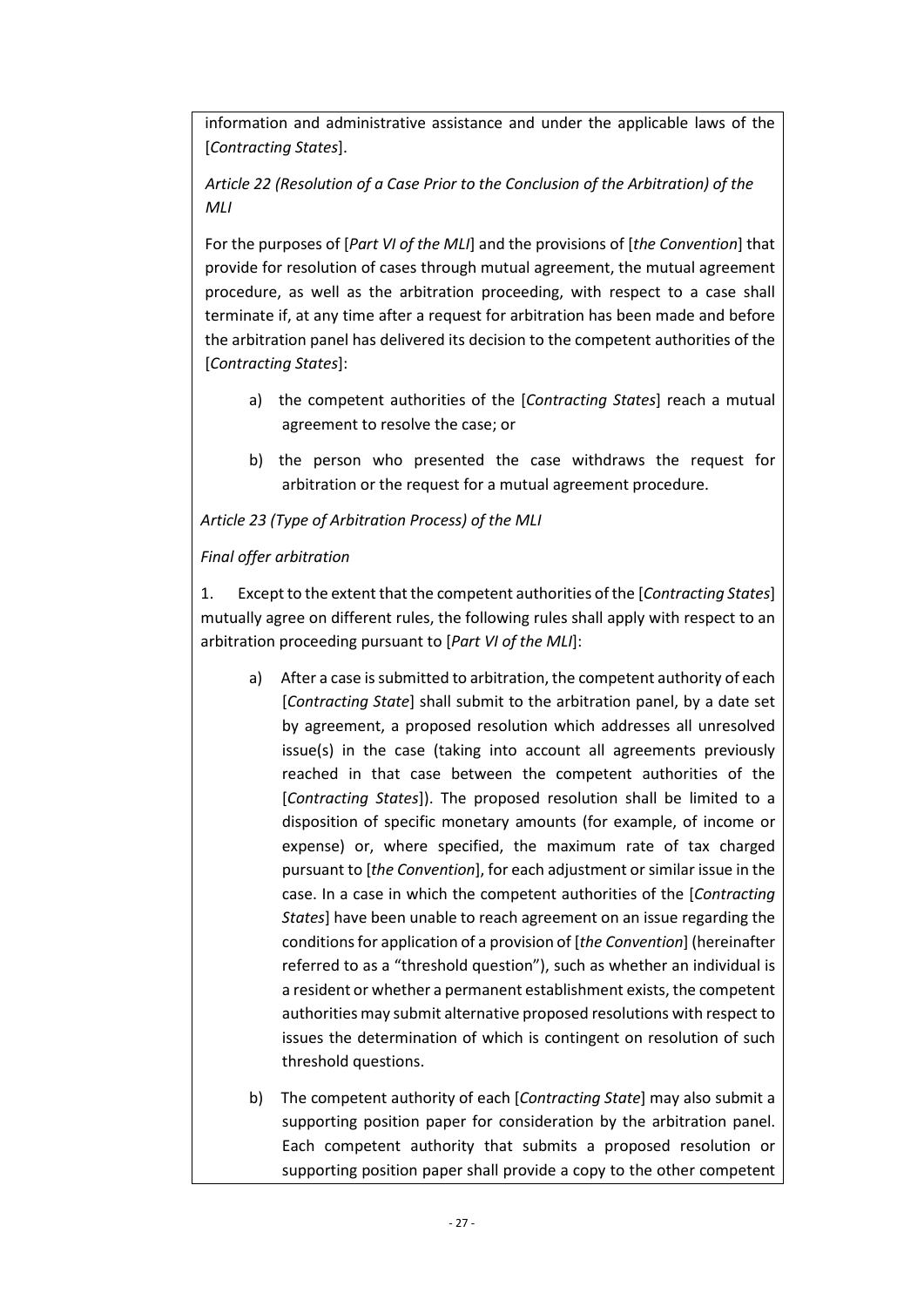information and administrative assistance and under the applicable laws of the [*Contracting States*].

*Article 22 (Resolution of a Case Prior to the Conclusion of the Arbitration) of the MLI*

For the purposes of [*Part VI of the MLI*] and the provisions of [*the Convention*] that provide for resolution of cases through mutual agreement, the mutual agreement procedure, as well as the arbitration proceeding, with respect to a case shall terminate if, at any time after a request for arbitration has been made and before the arbitration panel has delivered its decision to the competent authorities of the [*Contracting States*]:

a) the competent authorities of the [*Contracting States*] reach a mutual agreement to resolve the case; or

b) the person who presented the case withdraws the request for arbitration or the request for a mutual agreement procedure.

*Article 23 (Type of Arbitration Process) of the MLI*

*Final offer arbitration*

1. Except to the extent that the competent authorities of the [*Contracting States*] mutually agree on different rules, the following rules shall apply with respect to an arbitration proceeding pursuant to [*Part VI of the MLI*]:

a) After a case is submitted to arbitration, the competent authority of each [*Contracting State*] shall submit to the arbitration panel, by a date set by agreement, a proposed resolution which addresses all unresolved issue(s) in the case (taking into account all agreements previously reached in that case between the competent authorities of the [*Contracting States*]). The proposed resolution shall be limited to a disposition of specific monetary amounts (for example, of income or expense) or, where specified, the maximum rate of tax charged pursuant to [*the Convention*], for each adjustment or similar issue in the case. In a case in which the competent authorities of the [*Contracting States*] have been unable to reach agreement on an issue regarding the conditions for application of a provision of [*the Convention*] (hereinafter referred to as a "threshold question"), such as whether an individual is a resident or whether a permanent establishment exists, the competent authorities may submit alternative proposed resolutions with respect to issues the determination of which is contingent on resolution of such threshold questions.

b) The competent authority of each [*Contracting State*] may also submit a supporting position paper for consideration by the arbitration panel. Each competent authority that submits a proposed resolution or supporting position paper shall provide a copy to the other competent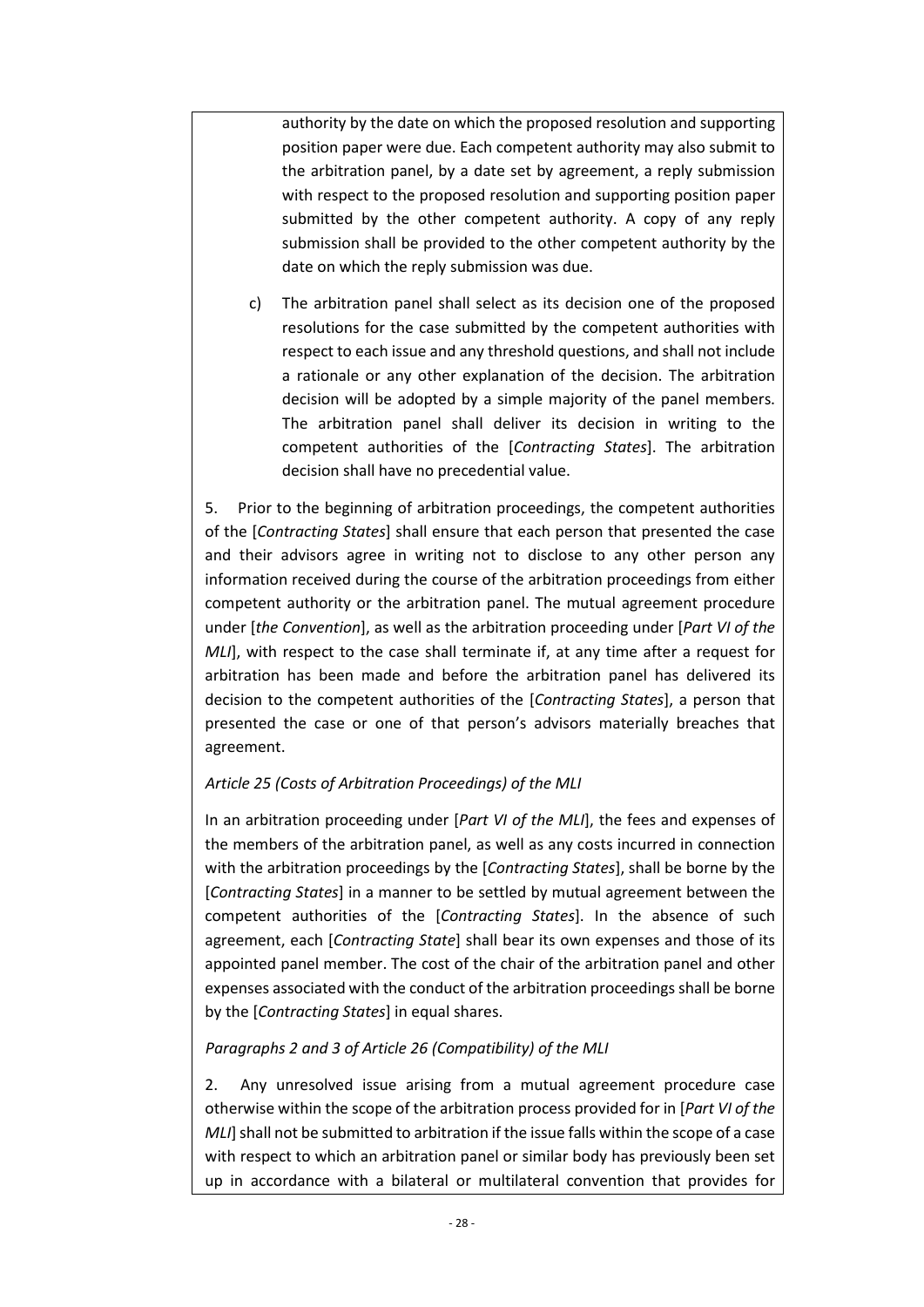authority by the date on which the proposed resolution and supporting position paper were due. Each competent authority may also submit to the arbitration panel, by a date set by agreement, a reply submission with respect to the proposed resolution and supporting position paper submitted by the other competent authority. A copy of any reply submission shall be provided to the other competent authority by the date on which the reply submission was due.

c) The arbitration panel shall select as its decision one of the proposed resolutions for the case submitted by the competent authorities with respect to each issue and any threshold questions, and shall not include a rationale or any other explanation of the decision. The arbitration decision will be adopted by a simple majority of the panel members. The arbitration panel shall deliver its decision in writing to the competent authorities of the [*Contracting States*]. The arbitration decision shall have no precedential value.

5. Prior to the beginning of arbitration proceedings, the competent authorities of the [*Contracting States*] shall ensure that each person that presented the case and their advisors agree in writing not to disclose to any other person any information received during the course of the arbitration proceedings from either competent authority or the arbitration panel. The mutual agreement procedure under [*the Convention*], as well as the arbitration proceeding under [*Part VI of the MLI*], with respect to the case shall terminate if, at any time after a request for arbitration has been made and before the arbitration panel has delivered its decision to the competent authorities of the [*Contracting States*], a person that presented the case or one of that person's advisors materially breaches that agreement.

*Article 25 (Costs of Arbitration Proceedings) of the MLI*

In an arbitration proceeding under [*Part VI of the MLI*], the fees and expenses of the members of the arbitration panel, as well as any costs incurred in connection with the arbitration proceedings by the [*Contracting States*], shall be borne by the [*Contracting States*] in a manner to be settled by mutual agreement between the competent authorities of the [*Contracting States*]. In the absence of such agreement, each [*Contracting State*] shall bear its own expenses and those of its appointed panel member. The cost of the chair of the arbitration panel and other expenses associated with the conduct of the arbitration proceedings shall be borne by the [*Contracting States*] in equal shares.

*Paragraphs 2 and 3 of Article 26 (Compatibility) of the MLI*

2. Any unresolved issue arising from a mutual agreement procedure case otherwise within the scope of the arbitration process provided for in [*Part VI of the MLI*] shall not be submitted to arbitration if the issue falls within the scope of a case with respect to which an arbitration panel or similar body has previously been set up in accordance with a bilateral or multilateral convention that provides for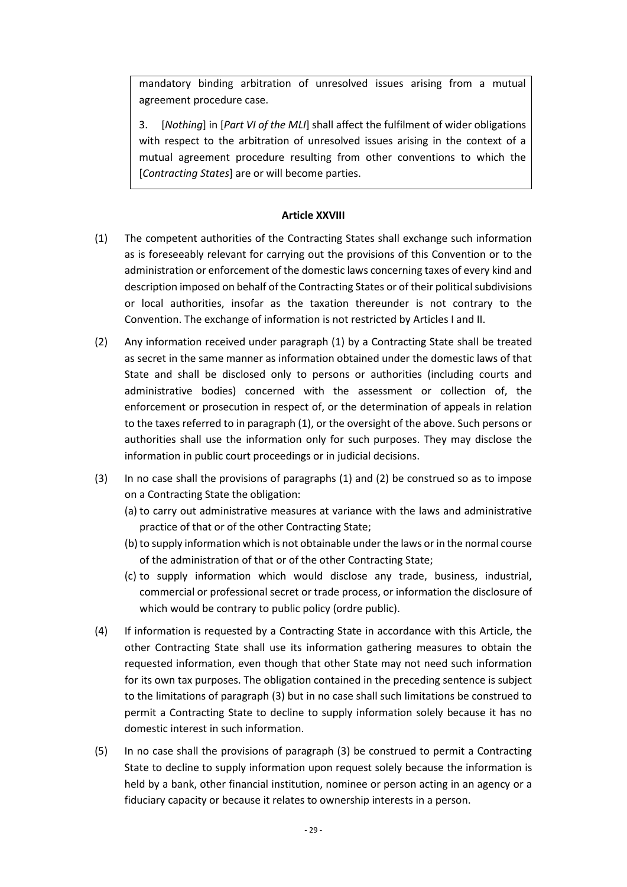mandatory binding arbitration of unresolved issues arising from a mutual agreement procedure case.

3. [*Nothing*] in [*Part VI of the MLI*] shall affect the fulfilment of wider obligations with respect to the arbitration of unresolved issues arising in the context of a mutual agreement procedure resulting from other conventions to which the [*Contracting States*] are or will become parties.

**Article XXVIII**

(1) The competent authorities of the Contracting States shall exchange such information as is foreseeably relevant for carrying out the provisions of this Convention or to the administration or enforcement of the domestic laws concerning taxes of every kind and description imposed on behalf of the Contracting States or of their political subdivisions or local authorities, insofar as the taxation thereunder is not contrary to the Convention. The exchange of information is not restricted by Articles I and II.

(2) Any information received under paragraph (1) by a Contracting State shall be treated as secret in the same manner as information obtained under the domestic laws of that State and shall be disclosed only to persons or authorities (including courts and administrative bodies) concerned with the assessment or collection of, the enforcement or prosecution in respect of, or the determination of appeals in relation to the taxes referred to in paragraph (1), or the oversight of the above. Such persons or authorities shall use the information only for such purposes. They may disclose the information in public court proceedings or in judicial decisions.

(3) In no case shall the provisions of paragraphs (1) and (2) be construed so as to impose on a Contracting State the obligation:
   (a) to carry out administrative measures at variance with the laws and administrative practice of that or of the other Contracting State;
   (b) to supply information which is not obtainable under the laws or in the normal course of the administration of that or of the other Contracting State;
   (c) to supply information which would disclose any trade, business, industrial, commercial or professional secret or trade process, or information the disclosure of which would be contrary to public policy (ordre public).

(4) If information is requested by a Contracting State in accordance with this Article, the other Contracting State shall use its information gathering measures to obtain the requested information, even though that other State may not need such information for its own tax purposes. The obligation contained in the preceding sentence is subject to the limitations of paragraph (3) but in no case shall such limitations be construed to permit a Contracting State to decline to supply information solely because it has no domestic interest in such information.

(5) In no case shall the provisions of paragraph (3) be construed to permit a Contracting State to decline to supply information upon request solely because the information is held by a bank, other financial institution, nominee or person acting in an agency or a fiduciary capacity or because it relates to ownership interests in a person.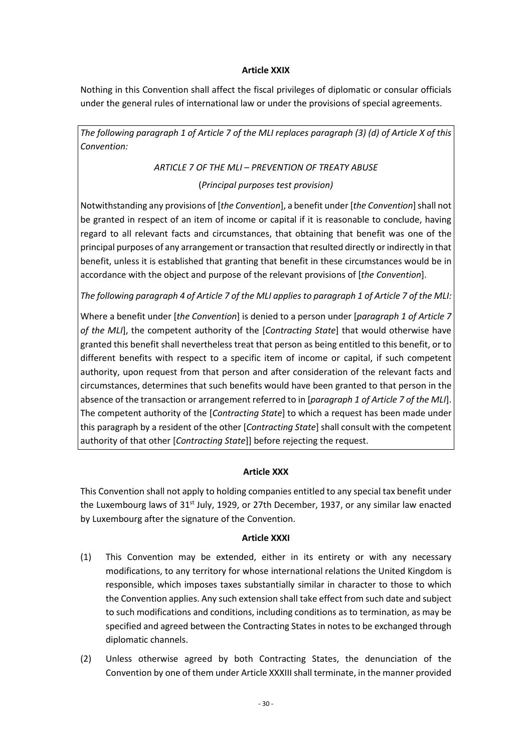**Article XXIX**

Nothing in this Convention shall affect the fiscal privileges of diplomatic or consular officials under the general rules of international law or under the provisions of special agreements.

*The following paragraph 1 of Article 7 of the MLI replaces paragraph (3) (d) of Article X of this Convention:*

*ARTICLE 7 OF THE MLI – PREVENTION OF TREATY ABUSE*

(*Principal purposes test provision)*

Notwithstanding any provisions of [*the Convention*], a benefit under [*the Convention*] shall not be granted in respect of an item of income or capital if it is reasonable to conclude, having regard to all relevant facts and circumstances, that obtaining that benefit was one of the principal purposes of any arrangement or transaction that resulted directly or indirectly in that benefit, unless it is established that granting that benefit in these circumstances would be in accordance with the object and purpose of the relevant provisions of [*the Convention*].

*The following paragraph 4 of Article 7 of the MLI applies to paragraph 1 of Article 7 of the MLI:*

Where a benefit under [*the Convention*] is denied to a person under [*paragraph 1 of Article 7 of the MLI*], the competent authority of the [*Contracting State*] that would otherwise have granted this benefit shall nevertheless treat that person as being entitled to this benefit, or to different benefits with respect to a specific item of income or capital, if such competent authority, upon request from that person and after consideration of the relevant facts and circumstances, determines that such benefits would have been granted to that person in the absence of the transaction or arrangement referred to in [*paragraph 1 of Article 7 of the MLI*]. The competent authority of the [*Contracting State*] to which a request has been made under this paragraph by a resident of the other [*Contracting State*] shall consult with the competent authority of that other [*Contracting State*]] before rejecting the request.

**Article XXX**

This Convention shall not apply to holding companies entitled to any special tax benefit under the Luxembourg laws of 31st July, 1929, or 27th December, 1937, or any similar law enacted by Luxembourg after the signature of the Convention.

**Article XXXI**

(1) This Convention may be extended, either in its entirety or with any necessary modifications, to any territory for whose international relations the United Kingdom is responsible, which imposes taxes substantially similar in character to those to which the Convention applies. Any such extension shall take effect from such date and subject to such modifications and conditions, including conditions as to termination, as may be specified and agreed between the Contracting States in notes to be exchanged through diplomatic channels.

(2) Unless otherwise agreed by both Contracting States, the denunciation of the Convention by one of them under Article XXXIII shall terminate, in the manner provided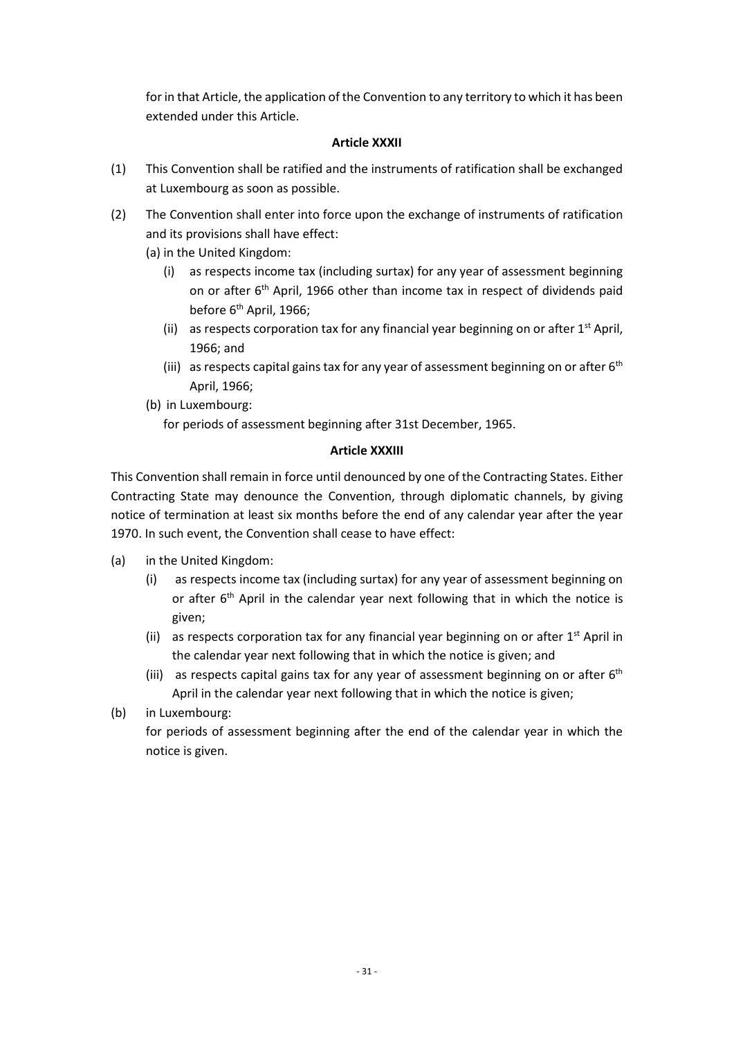for in that Article, the application of the Convention to any territory to which it has been extended under this Article.

**Article XXXII**

(1) This Convention shall be ratified and the instruments of ratification shall be exchanged at Luxembourg as soon as possible.

(2) The Convention shall enter into force upon the exchange of instruments of ratification and its provisions shall have effect:

(a) in the United Kingdom:

(i) as respects income tax (including surtax) for any year of assessment beginning on or after 6th April, 1966 other than income tax in respect of dividends paid before 6th April, 1966;

(ii) as respects corporation tax for any financial year beginning on or after 1st April, 1966; and

(iii) as respects capital gains tax for any year of assessment beginning on or after 6th April, 1966;

(b) in Luxembourg:

for periods of assessment beginning after 31st December, 1965.

**Article XXXIII**

This Convention shall remain in force until denounced by one of the Contracting States. Either Contracting State may denounce the Convention, through diplomatic channels, by giving notice of termination at least six months before the end of any calendar year after the year 1970. In such event, the Convention shall cease to have effect:

(a) in the United Kingdom:

(i) as respects income tax (including surtax) for any year of assessment beginning on or after 6th April in the calendar year next following that in which the notice is given;

(ii) as respects corporation tax for any financial year beginning on or after 1st April in the calendar year next following that in which the notice is given; and

(iii) as respects capital gains tax for any year of assessment beginning on or after 6th April in the calendar year next following that in which the notice is given;

(b) in Luxembourg:

for periods of assessment beginning after the end of the calendar year in which the notice is given.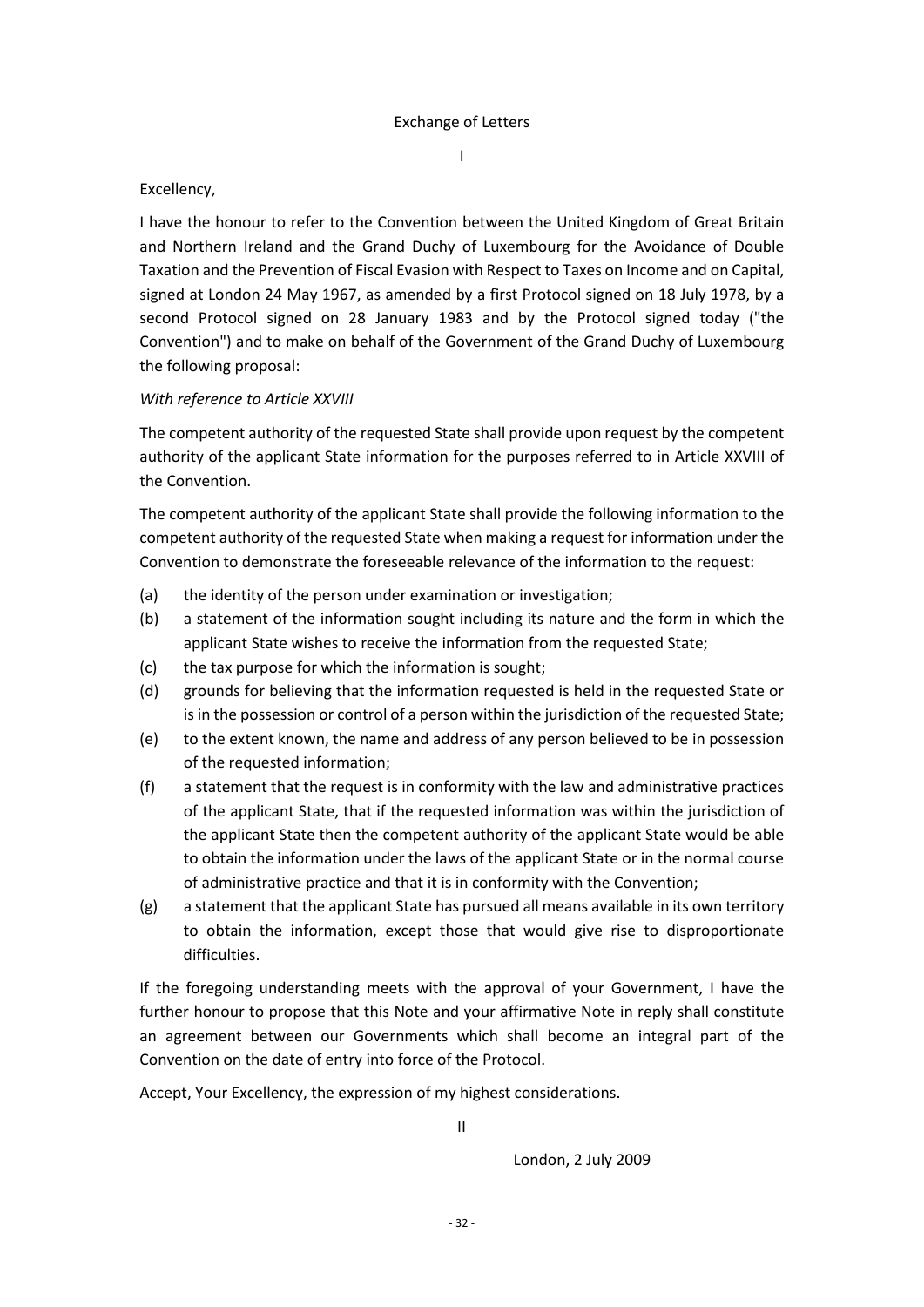## Exchange of Letters

I

Excellency,

I have the honour to refer to the Convention between the United Kingdom of Great Britain and Northern Ireland and the Grand Duchy of Luxembourg for the Avoidance of Double Taxation and the Prevention of Fiscal Evasion with Respect to Taxes on Income and on Capital, signed at London 24 May 1967, as amended by a first Protocol signed on 18 July 1978, by a second Protocol signed on 28 January 1983 and by the Protocol signed today ("the Convention") and to make on behalf of the Government of the Grand Duchy of Luxembourg the following proposal:

*With reference to Article XXVIII*

The competent authority of the requested State shall provide upon request by the competent authority of the applicant State information for the purposes referred to in Article XXVIII of the Convention.

The competent authority of the applicant State shall provide the following information to the competent authority of the requested State when making a request for information under the Convention to demonstrate the foreseeable relevance of the information to the request:

(a) the identity of the person under examination or investigation;

(b) a statement of the information sought including its nature and the form in which the applicant State wishes to receive the information from the requested State;

(c) the tax purpose for which the information is sought;

(d) grounds for believing that the information requested is held in the requested State or is in the possession or control of a person within the jurisdiction of the requested State;

(e) to the extent known, the name and address of any person believed to be in possession of the requested information;

(f) a statement that the request is in conformity with the law and administrative practices of the applicant State, that if the requested information was within the jurisdiction of the applicant State then the competent authority of the applicant State would be able to obtain the information under the laws of the applicant State or in the normal course of administrative practice and that it is in conformity with the Convention;

(g) a statement that the applicant State has pursued all means available in its own territory to obtain the information, except those that would give rise to disproportionate difficulties.

If the foregoing understanding meets with the approval of your Government, I have the further honour to propose that this Note and your affirmative Note in reply shall constitute an agreement between our Governments which shall become an integral part of the Convention on the date of entry into force of the Protocol.

Accept, Your Excellency, the expression of my highest considerations.

II

London, 2 July 2009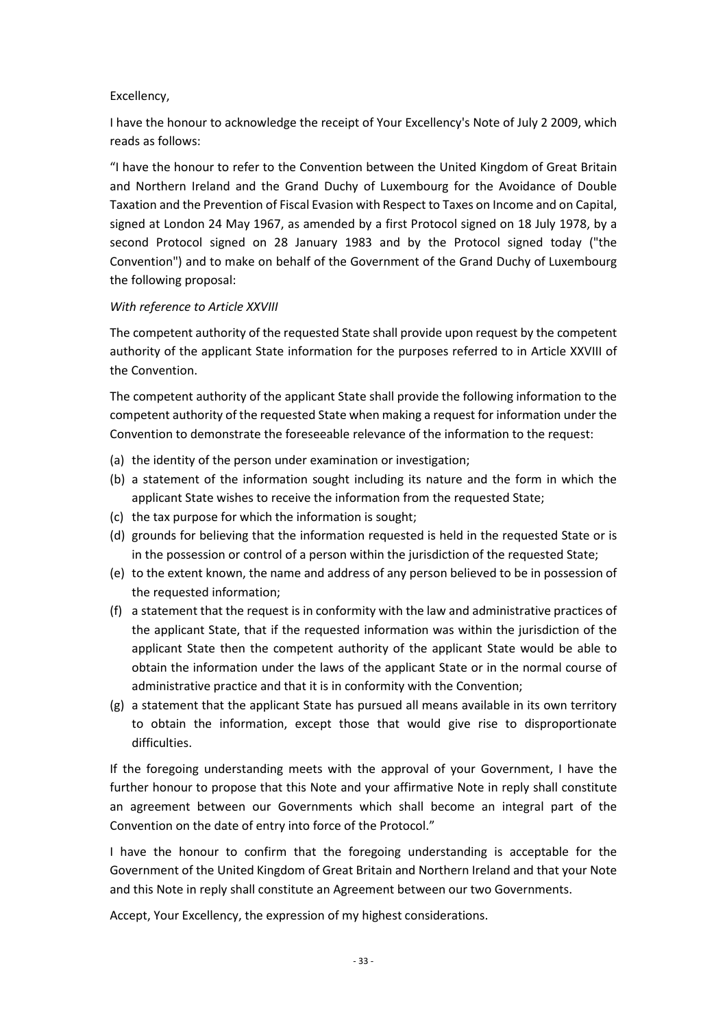Excellency,

I have the honour to acknowledge the receipt of Your Excellency's Note of July 2 2009, which reads as follows:

“I have the honour to refer to the Convention between the United Kingdom of Great Britain and Northern Ireland and the Grand Duchy of Luxembourg for the Avoidance of Double Taxation and the Prevention of Fiscal Evasion with Respect to Taxes on Income and on Capital, signed at London 24 May 1967, as amended by a first Protocol signed on 18 July 1978, by a second Protocol signed on 28 January 1983 and by the Protocol signed today ("the Convention") and to make on behalf of the Government of the Grand Duchy of Luxembourg the following proposal:

*With reference to Article XXVIII*

The competent authority of the requested State shall provide upon request by the competent authority of the applicant State information for the purposes referred to in Article XXVIII of the Convention.

The competent authority of the applicant State shall provide the following information to the competent authority of the requested State when making a request for information under the Convention to demonstrate the foreseeable relevance of the information to the request:

(a) the identity of the person under examination or investigation;
(b) a statement of the information sought including its nature and the form in which the applicant State wishes to receive the information from the requested State;
(c) the tax purpose for which the information is sought;
(d) grounds for believing that the information requested is held in the requested State or is in the possession or control of a person within the jurisdiction of the requested State;
(e) to the extent known, the name and address of any person believed to be in possession of the requested information;
(f) a statement that the request is in conformity with the law and administrative practices of the applicant State, that if the requested information was within the jurisdiction of the applicant State then the competent authority of the applicant State would be able to obtain the information under the laws of the applicant State or in the normal course of administrative practice and that it is in conformity with the Convention;
(g) a statement that the applicant State has pursued all means available in its own territory to obtain the information, except those that would give rise to disproportionate difficulties.

If the foregoing understanding meets with the approval of your Government, I have the further honour to propose that this Note and your affirmative Note in reply shall constitute an agreement between our Governments which shall become an integral part of the Convention on the date of entry into force of the Protocol.”

I have the honour to confirm that the foregoing understanding is acceptable for the Government of the United Kingdom of Great Britain and Northern Ireland and that your Note and this Note in reply shall constitute an Agreement between our two Governments.

Accept, Your Excellency, the expression of my highest considerations.